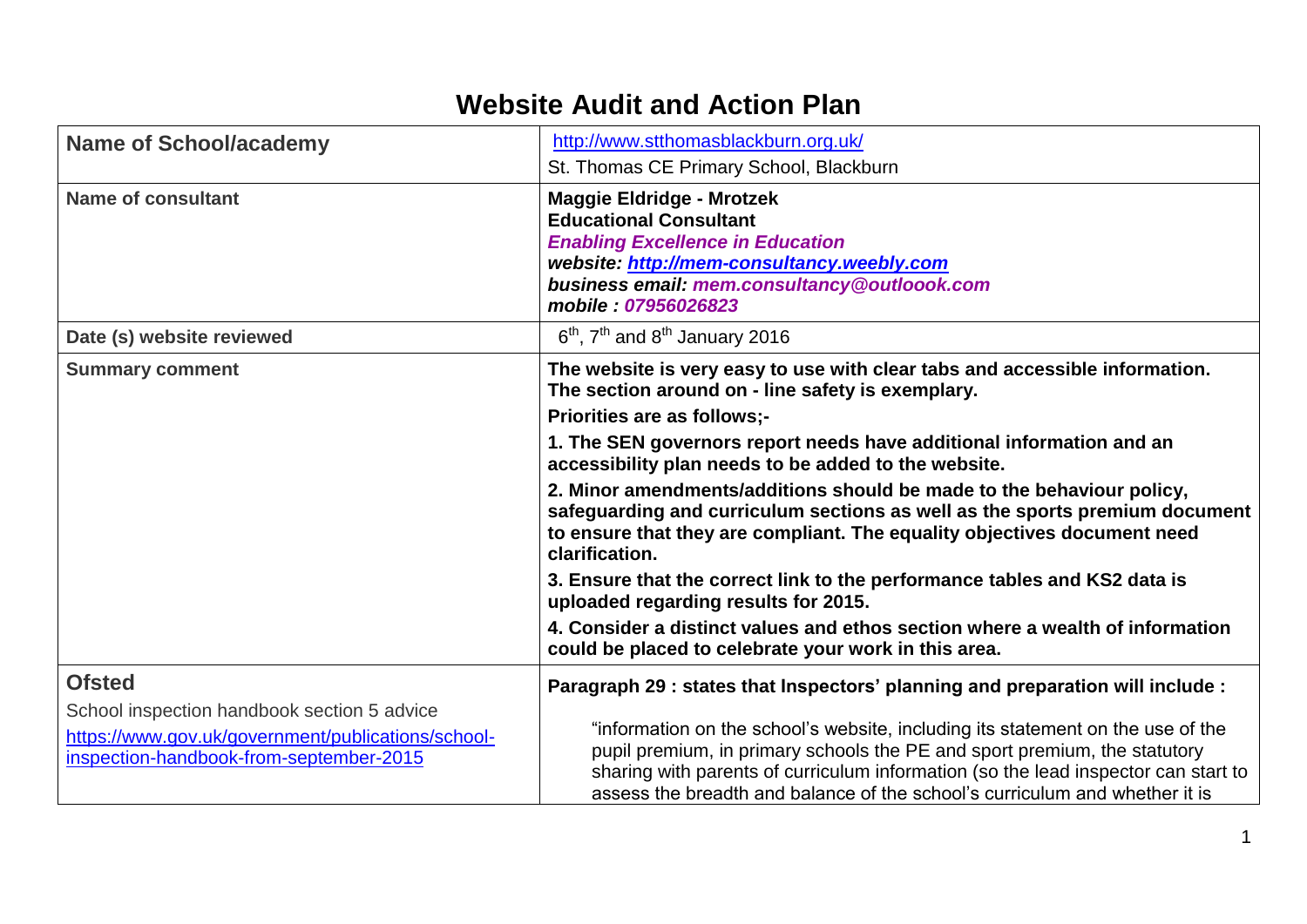# Website Audit and Action Plan

| Name of School/academy | http://www.stthomasblackburn.org.uk/<br>St. Thomas CE Primary School, Blackburn |
|---|---|
| **Name of consultant** | **Maggie Eldridge - Mrotzek**<br>**Educational Consultant**<br>***Enabling Excellence in Education***<br>***website: http://mem-consultancy.weebly.com***<br>***business email: mem.consultancy@outloook.com***<br>***mobile : 07956026823*** |
| **Date (s) website reviewed** | 6th, 7th and 8th January 2016 |
| **Summary comment** | **The website is very easy to use with clear tabs and accessible information. The section around on - line safety is exemplary.**<br>**Priorities are as follows;-**<br>**1. The SEN governors report needs have additional information and an accessibility plan needs to be added to the website.**<br>**2. Minor amendments/additions should be made to the behaviour policy, safeguarding and curriculum sections as well as the sports premium document to ensure that they are compliant. The equality objectives document need clarification.**<br>**3. Ensure that the correct link to the performance tables and KS2 data is uploaded regarding results for 2015.**<br>**4. Consider a distinct values and ethos section where a wealth of information could be placed to celebrate your work in this area.** |
| **Ofsted**<br>School inspection handbook section 5 advice<br>https://www.gov.uk/government/publications/school-inspection-handbook-from-september-2015 | **Paragraph 29 : states that Inspectors' planning and preparation will include :**<br>"information on the school's website, including its statement on the use of the pupil premium, in primary schools the PE and sport premium, the statutory sharing with parents of curriculum information (so the lead inspector can start to assess the breadth and balance of the school's curriculum and whether it is |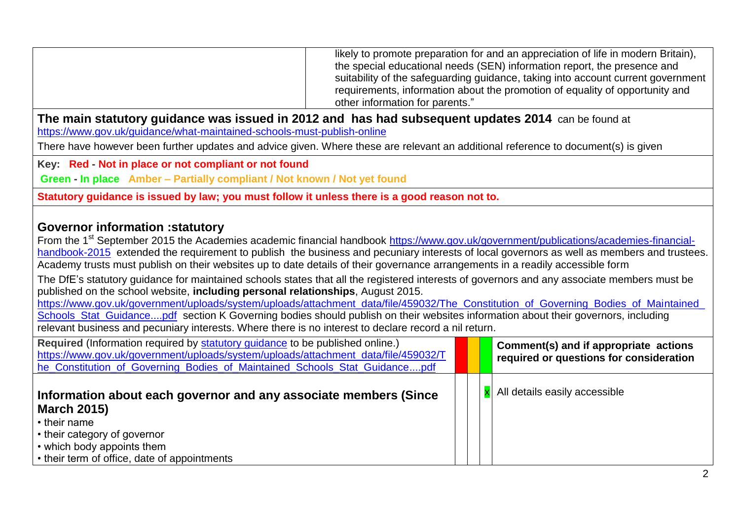| | |
|---|---|
| | likely to promote preparation for and an appreciation of life in modern Britain), the special educational needs (SEN) information report, the presence and suitability of the safeguarding guidance, taking into account current government requirements, information about the promotion of equality of opportunity and other information for parents." |

**The main statutory guidance was issued in 2012 and has had subsequent updates 2014** can be found at https://www.gov.uk/guidance/what-maintained-schools-must-publish-online

There have however been further updates and advice given. Where these are relevant an additional reference to document(s) is given

**Key: Red - Not in place or not compliant or not found**

**Green - In place Amber – Partially compliant / Not known / Not yet found**

**Statutory guidance is issued by law; you must follow it unless there is a good reason not to.**

## Governor information :statutory

From the 1st September 2015 the Academies academic financial handbook https://www.gov.uk/government/publications/academies-financial-handbook-2015 extended the requirement to publish the business and pecuniary interests of local governors as well as members and trustees. Academy trusts must publish on their websites up to date details of their governance arrangements in a readily accessible form

The DfE's statutory guidance for maintained schools states that all the registered interests of governors and any associate members must be published on the school website, **including personal relationships**, August 2015.
https://www.gov.uk/government/uploads/system/uploads/attachment_data/file/459032/The_Constitution_of_Governing_Bodies_of_Maintained_Schools_Stat_Guidance....pdf section K Governing bodies should publish on their websites information about their governors, including relevant business and pecuniary interests. Where there is no interest to declare record a nil return.

| **Required** (Information required by statutory guidance to be published online.) https://www.gov.uk/government/uploads/system/uploads/attachment_data/file/459032/The_Constitution_of_Governing_Bodies_of_Maintained_Schools_Stat_Guidance....pdf | Red | Amber | Green | **Comment(s) and if appropriate actions required or questions for consideration** |
|---|---|---|---|---|
| **Information about each governor and any associate members (Since March 2015)**<br>• their name<br>• their category of governor<br>• which body appoints them<br>• their term of office, date of appointments | | | x | All details easily accessible |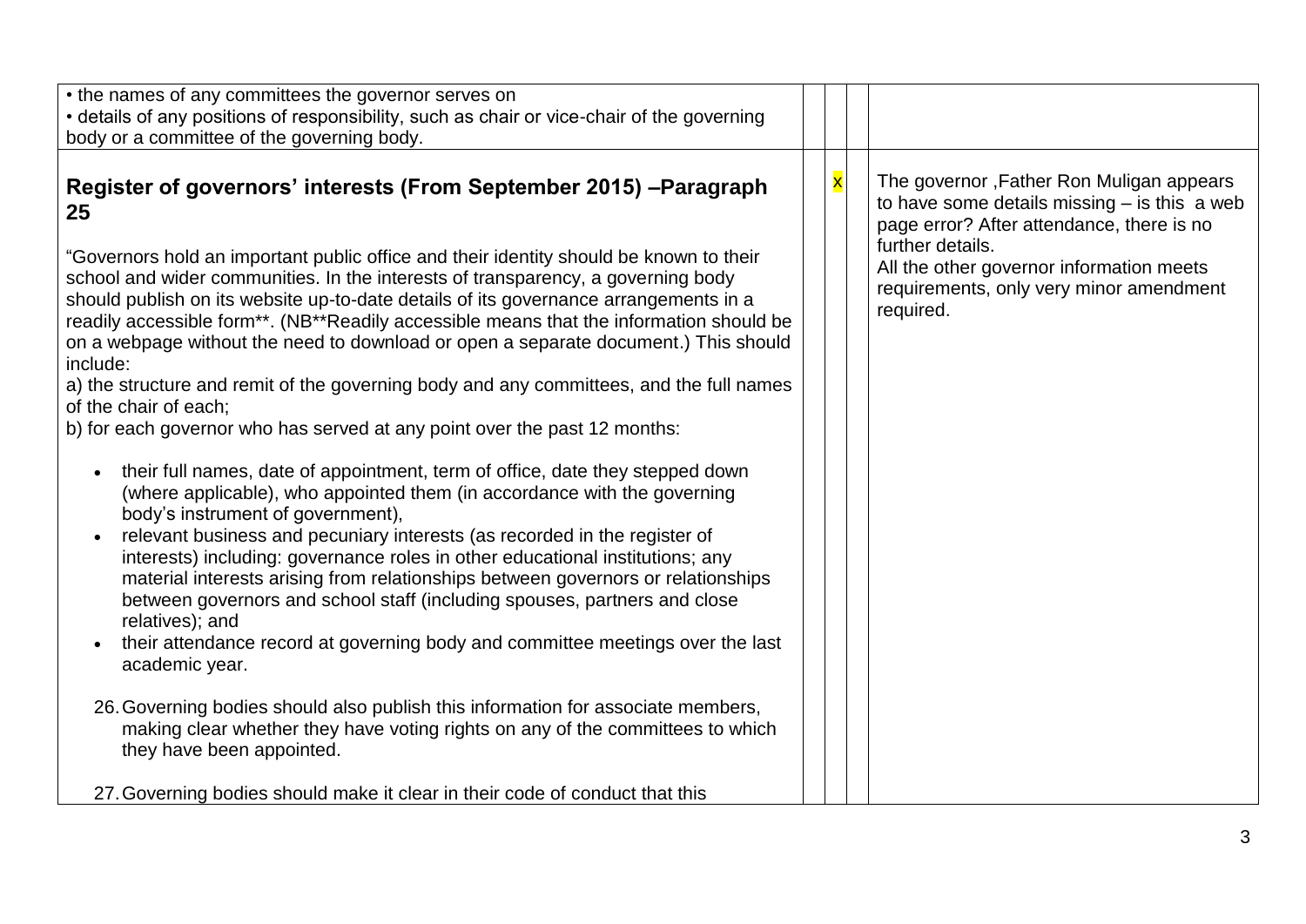| | | | | |
|---|---|---|---|---|
| • the names of any committees the governor serves on<br>• details of any positions of responsibility, such as chair or vice-chair of the governing body or a committee of the governing body. | | | | |
| **Register of governors' interests (From September 2015) –Paragraph 25**<br><br>"Governors hold an important public office and their identity should be known to their school and wider communities. In the interests of transparency, a governing body should publish on its website up-to-date details of its governance arrangements in a readily accessible form**. (NB**Readily accessible means that the information should be on a webpage without the need to download or open a separate document.) This should include:<br>a) the structure and remit of the governing body and any committees, and the full names of the chair of each;<br>b) for each governor who has served at any point over the past 12 months:<br><br>• their full names, date of appointment, term of office, date they stepped down (where applicable), who appointed them (in accordance with the governing body's instrument of government),<br>• relevant business and pecuniary interests (as recorded in the register of interests) including: governance roles in other educational institutions; any material interests arising from relationships between governors or relationships between governors and school staff (including spouses, partners and close relatives); and<br>• their attendance record at governing body and committee meetings over the last academic year.<br><br>26. Governing bodies should also publish this information for associate members, making clear whether they have voting rights on any of the committees to which they have been appointed.<br><br>27. Governing bodies should make it clear in their code of conduct that this | | x | | The governor ,Father Ron Muligan appears to have some details missing – is this a web page error? After attendance, there is no further details.<br>All the other governor information meets requirements, only very minor amendment required. |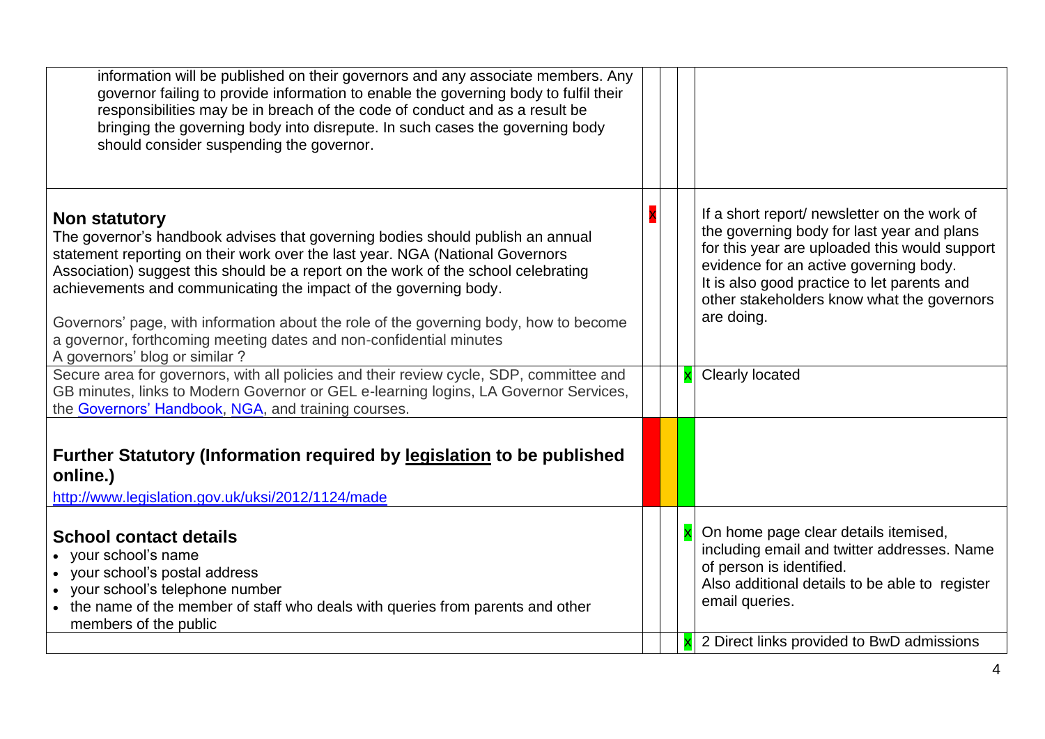| | | | | |
|---|---|---|---|---|
| information will be published on their governors and any associate members. Any governor failing to provide information to enable the governing body to fulfil their responsibilities may be in breach of the code of conduct and as a result be bringing the governing body into disrepute. In such cases the governing body should consider suspending the governor. | | | | |
| **Non statutory**<br>The governor's handbook advises that governing bodies should publish an annual statement reporting on their work over the last year. NGA (National Governors Association) suggest this should be a report on the work of the school celebrating achievements and communicating the impact of the governing body.<br><br>Governors' page, with information about the role of the governing body, how to become a governor, forthcoming meeting dates and non-confidential minutes<br>A governors' blog or similar ? | x | | | If a short report/ newsletter on the work of the governing body for last year and plans for this year are uploaded this would support evidence for an active governing body.<br>It is also good practice to let parents and other stakeholders know what the governors are doing. |
| Secure area for governors, with all policies and their review cycle, SDP, committee and GB minutes, links to Modern Governor or GEL e-learning logins, LA Governor Services, the [Governors' Handbook](), [NGA](), and training courses. | | | x | Clearly located |
| **Further Statutory (Information required by [legislation]() to be published online.)**<br>[http://www.legislation.gov.uk/uksi/2012/1124/made](http://www.legislation.gov.uk/uksi/2012/1124/made) | | | | |
| **School contact details**<br>• your school's name<br>• your school's postal address<br>• your school's telephone number<br>• the name of the member of staff who deals with queries from parents and other members of the public | | | x | On home page clear details itemised, including email and twitter addresses. Name of person is identified.<br>Also additional details to be able to register email queries. |
| | | | x | 2 Direct links provided to BwD admissions |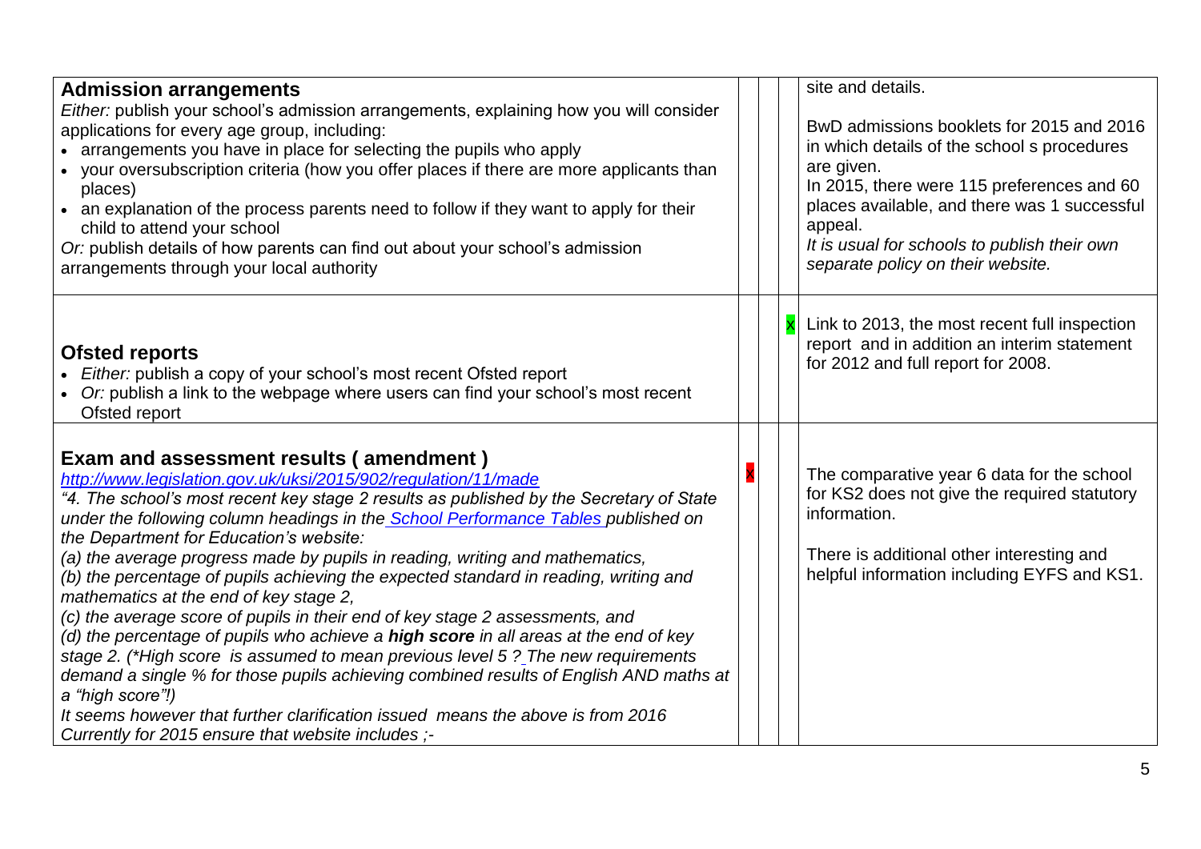| Requirement | | | | Comments |
|---|---|---|---|---|
| **Admission arrangements**<br>*Either:* publish your school's admission arrangements, explaining how you will consider applications for every age group, including:<br>• arrangements you have in place for selecting the pupils who apply<br>• your oversubscription criteria (how you offer places if there are more applicants than places)<br>• an explanation of the process parents need to follow if they want to apply for their child to attend your school<br>*Or:* publish details of how parents can find out about your school's admission arrangements through your local authority | | | | site and details.<br><br>BwD admissions booklets for 2015 and 2016 in which details of the school s procedures are given.<br>In 2015, there were 115 preferences and 60 places available, and there was 1 successful appeal.<br>*It is usual for schools to publish their own separate policy on their website.* |
| **Ofsted reports**<br>• *Either:* publish a copy of your school's most recent Ofsted report<br>• *Or:* publish a link to the webpage where users can find your school's most recent Ofsted report | | | x | Link to 2013, the most recent full inspection report and in addition an interim statement for 2012 and full report for 2008. |
| **Exam and assessment results ( amendment )**<br>*[http://www.legislation.gov.uk/uksi/2015/902/regulation/11/made](http://www.legislation.gov.uk/uksi/2015/902/regulation/11/made)*<br>*"4. The school's most recent key stage 2 results as published by the Secretary of State under the following column headings in the School Performance Tables published on the Department for Education's website:*<br>*(a) the average progress made by pupils in reading, writing and mathematics,*<br>*(b) the percentage of pupils achieving the expected standard in reading, writing and mathematics at the end of key stage 2,*<br>*(c) the average score of pupils in their end of key stage 2 assessments, and*<br>*(d) the percentage of pupils who achieve a **high score** in all areas at the end of key stage 2. (\*High score is assumed to mean previous level 5 ? The new requirements demand a single % for those pupils achieving combined results of English AND maths at a "high score"!)*<br>*It seems however that further clarification issued means the above is from 2016*<br>*Currently for 2015 ensure that website includes ;-* | x | | | The comparative year 6 data for the school for KS2 does not give the required statutory information.<br><br>There is additional other interesting and helpful information including EYFS and KS1. |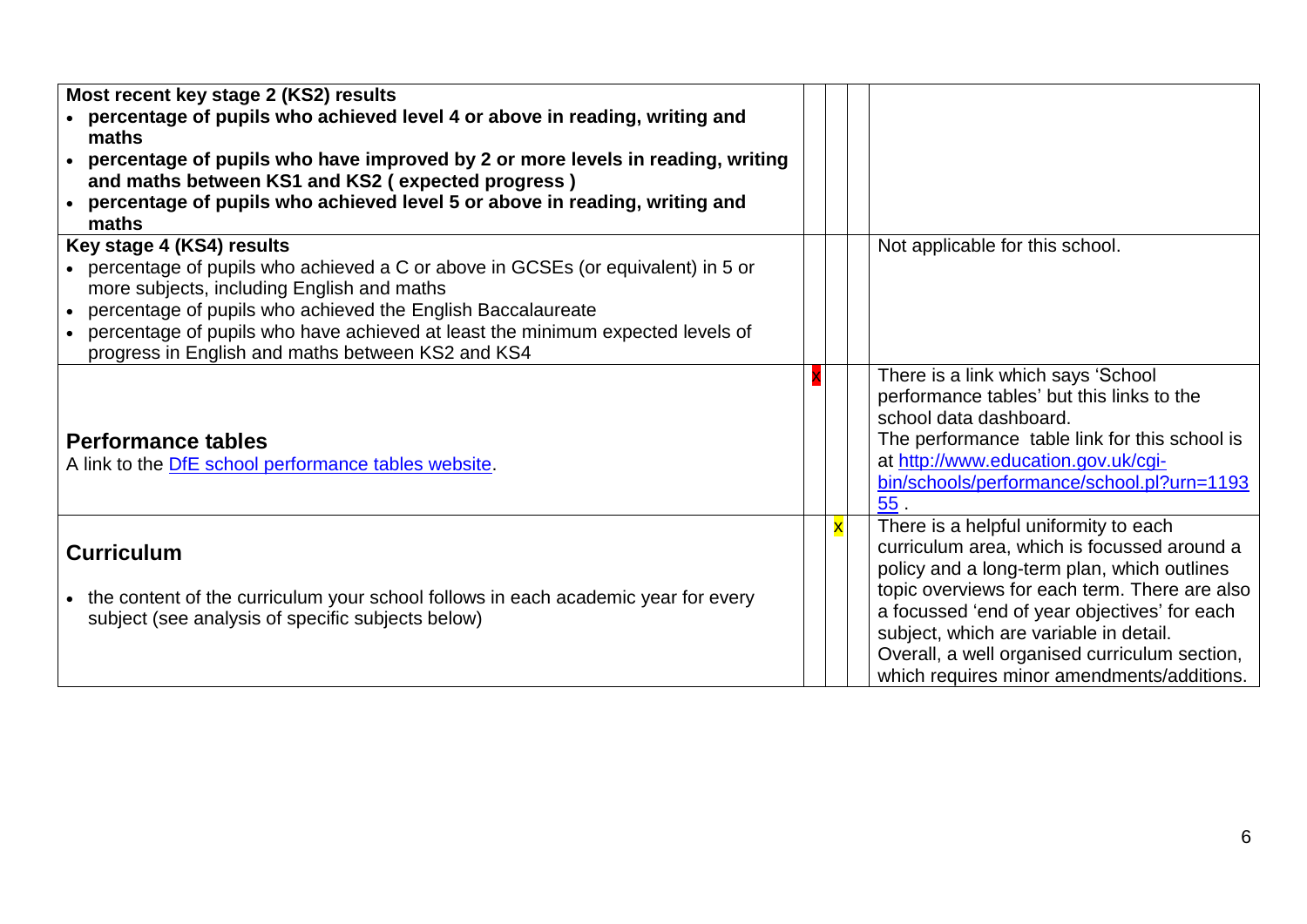| | | | | |
|---|---|---|---|---|
| **Most recent key stage 2 (KS2) results**<br>• **percentage of pupils who achieved level 4 or above in reading, writing and maths**<br>• **percentage of pupils who have improved by 2 or more levels in reading, writing and maths between KS1 and KS2 ( expected progress )**<br>• **percentage of pupils who achieved level 5 or above in reading, writing and maths** | | | | |
| Key stage 4 (KS4) results<br>• percentage of pupils who achieved a C or above in GCSEs (or equivalent) in 5 or more subjects, including English and maths<br>• percentage of pupils who achieved the English Baccalaureate<br>• percentage of pupils who have achieved at least the minimum expected levels of progress in English and maths between KS2 and KS4 | | | | Not applicable for this school. |
| **Performance tables**<br>A link to the [DfE school performance tables website](). | x | | | There is a link which says 'School performance tables' but this links to the school data dashboard.<br>The performance table link for this school is at [http://www.education.gov.uk/cgi-bin/schools/performance/school.pl?urn=119355](http://www.education.gov.uk/cgi-bin/schools/performance/school.pl?urn=119355) . |
| **Curriculum**<br>• the content of the curriculum your school follows in each academic year for every subject (see analysis of specific subjects below) | | x | | There is a helpful uniformity to each curriculum area, which is focussed around a policy and a long-term plan, which outlines topic overviews for each term. There are also a focussed 'end of year objectives' for each subject, which are variable in detail.<br>Overall, a well organised curriculum section, which requires minor amendments/additions. |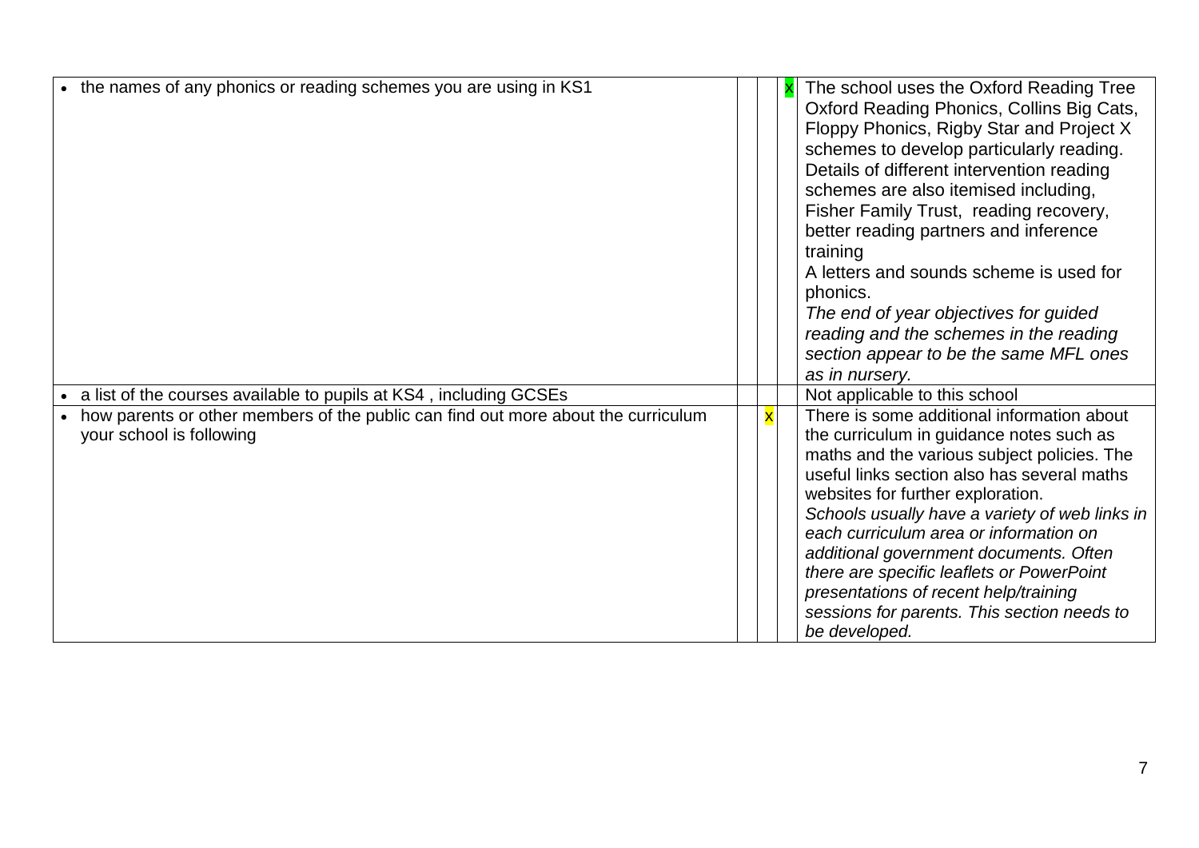| | | | | |
|---|---|---|---|---|
| • the names of any phonics or reading schemes you are using in KS1 | | | x | The school uses the Oxford Reading Tree Oxford Reading Phonics, Collins Big Cats, Floppy Phonics, Rigby Star and Project X schemes to develop particularly reading. Details of different intervention reading schemes are also itemised including, Fisher Family Trust, reading recovery, better reading partners and inference training<br>A letters and sounds scheme is used for phonics.<br>*The end of year objectives for guided reading and the schemes in the reading section appear to be the same MFL ones as in nursery.* |
| • a list of the courses available to pupils at KS4 , including GCSEs | | | | Not applicable to this school |
| • how parents or other members of the public can find out more about the curriculum your school is following | | x | | There is some additional information about the curriculum in guidance notes such as maths and the various subject policies. The useful links section also has several maths websites for further exploration.<br>*Schools usually have a variety of web links in each curriculum area or information on additional government documents. Often there are specific leaflets or PowerPoint presentations of recent help/training sessions for parents. This section needs to be developed.* |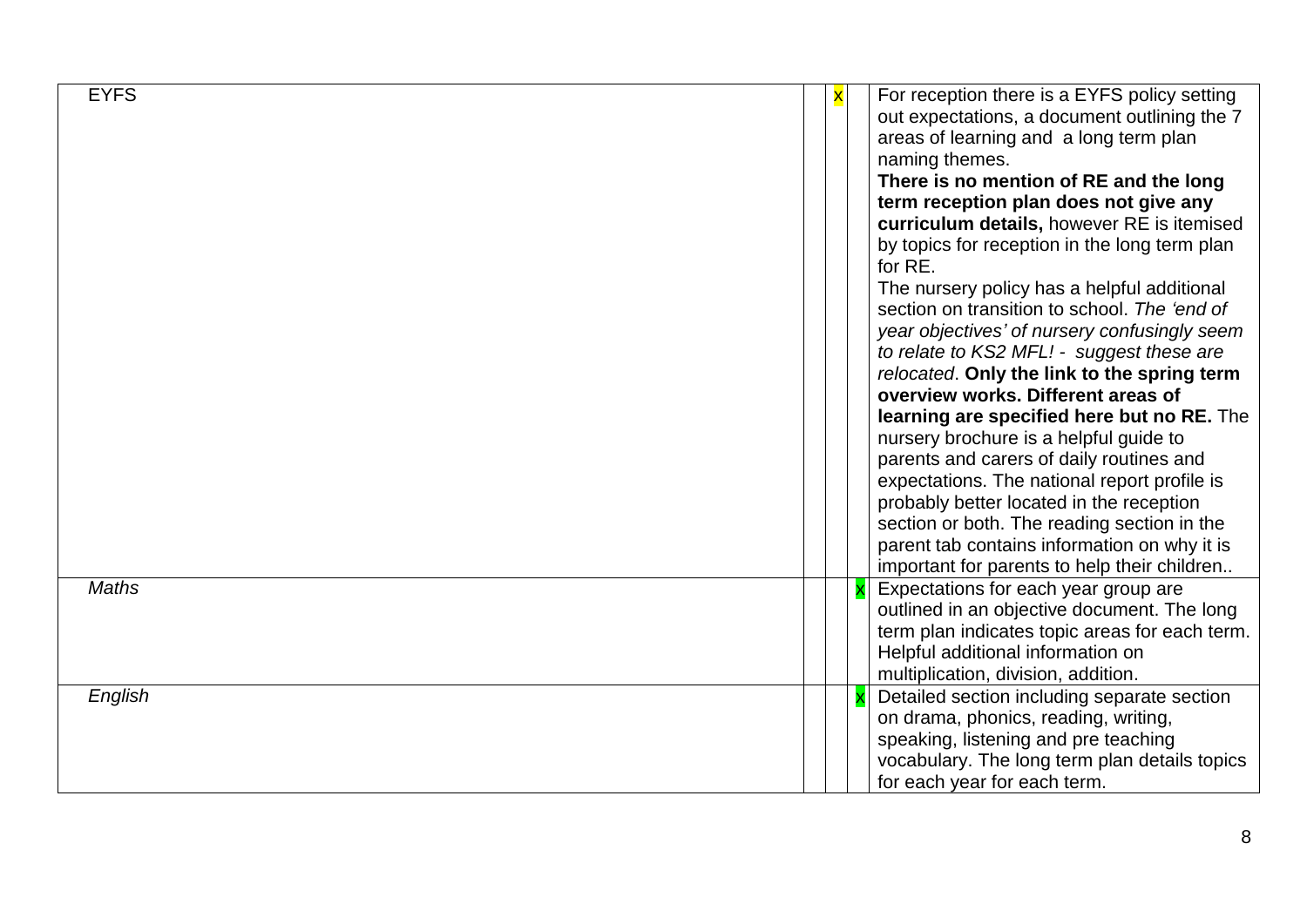| | | | | |
|---|---|---|---|---|
| EYFS | | x | | For reception there is a EYFS policy setting out expectations, a document outlining the 7 areas of learning and a long term plan naming themes. **There is no mention of RE and the long term reception plan does not give any curriculum details,** however RE is itemised by topics for reception in the long term plan for RE. The nursery policy has a helpful additional section on transition to school. *The 'end of year objectives' of nursery confusingly seem to relate to KS2 MFL! - suggest these are relocated*. **Only the link to the spring term overview works. Different areas of learning are specified here but no RE.** The nursery brochure is a helpful guide to parents and carers of daily routines and expectations. The national report profile is probably better located in the reception section or both. The reading section in the parent tab contains information on why it is important for parents to help their children.. |
| *Maths* | | | x | Expectations for each year group are outlined in an objective document. The long term plan indicates topic areas for each term. Helpful additional information on multiplication, division, addition. |
| *English* | | | x | Detailed section including separate section on drama, phonics, reading, writing, speaking, listening and pre teaching vocabulary. The long term plan details topics for each year for each term. |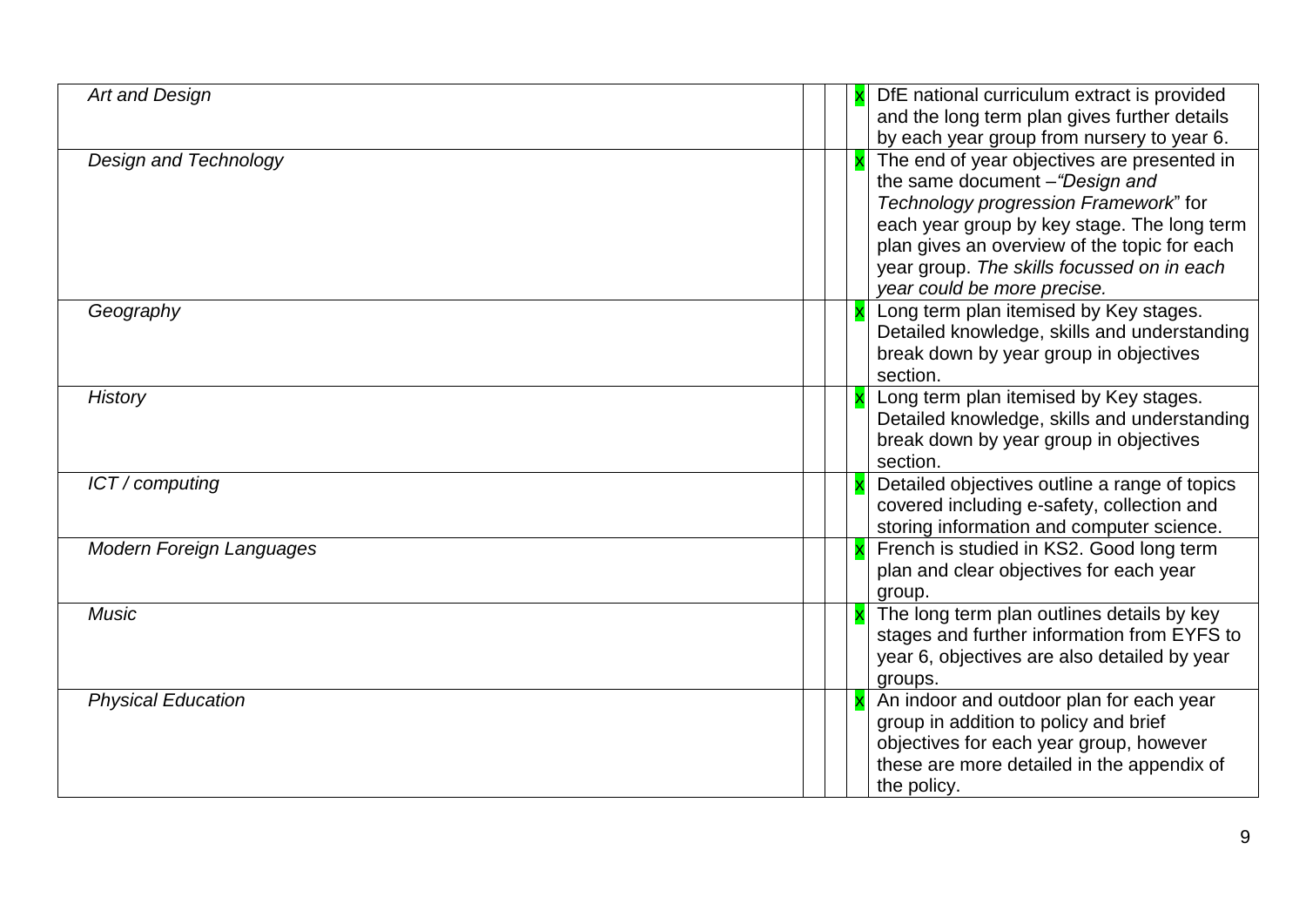| | | | | |
|---|---|---|---|---|
| *Art and Design* | | | x | DfE national curriculum extract is provided and the long term plan gives further details by each year group from nursery to year 6. |
| *Design and Technology* | | | x | The end of year objectives are presented in the same document –*"Design and Technology progression Framework*" for each year group by key stage. The long term plan gives an overview of the topic for each year group. *The skills focussed on in each year could be more precise.* |
| *Geography* | | | x | Long term plan itemised by Key stages. Detailed knowledge, skills and understanding break down by year group in objectives section. |
| *History* | | | x | Long term plan itemised by Key stages. Detailed knowledge, skills and understanding break down by year group in objectives section. |
| *ICT / computing* | | | x | Detailed objectives outline a range of topics covered including e-safety, collection and storing information and computer science. |
| *Modern Foreign Languages* | | | x | French is studied in KS2. Good long term plan and clear objectives for each year group. |
| *Music* | | | x | The long term plan outlines details by key stages and further information from EYFS to year 6, objectives are also detailed by year groups. |
| *Physical Education* | | | x | An indoor and outdoor plan for each year group in addition to policy and brief objectives for each year group, however these are more detailed in the appendix of the policy. |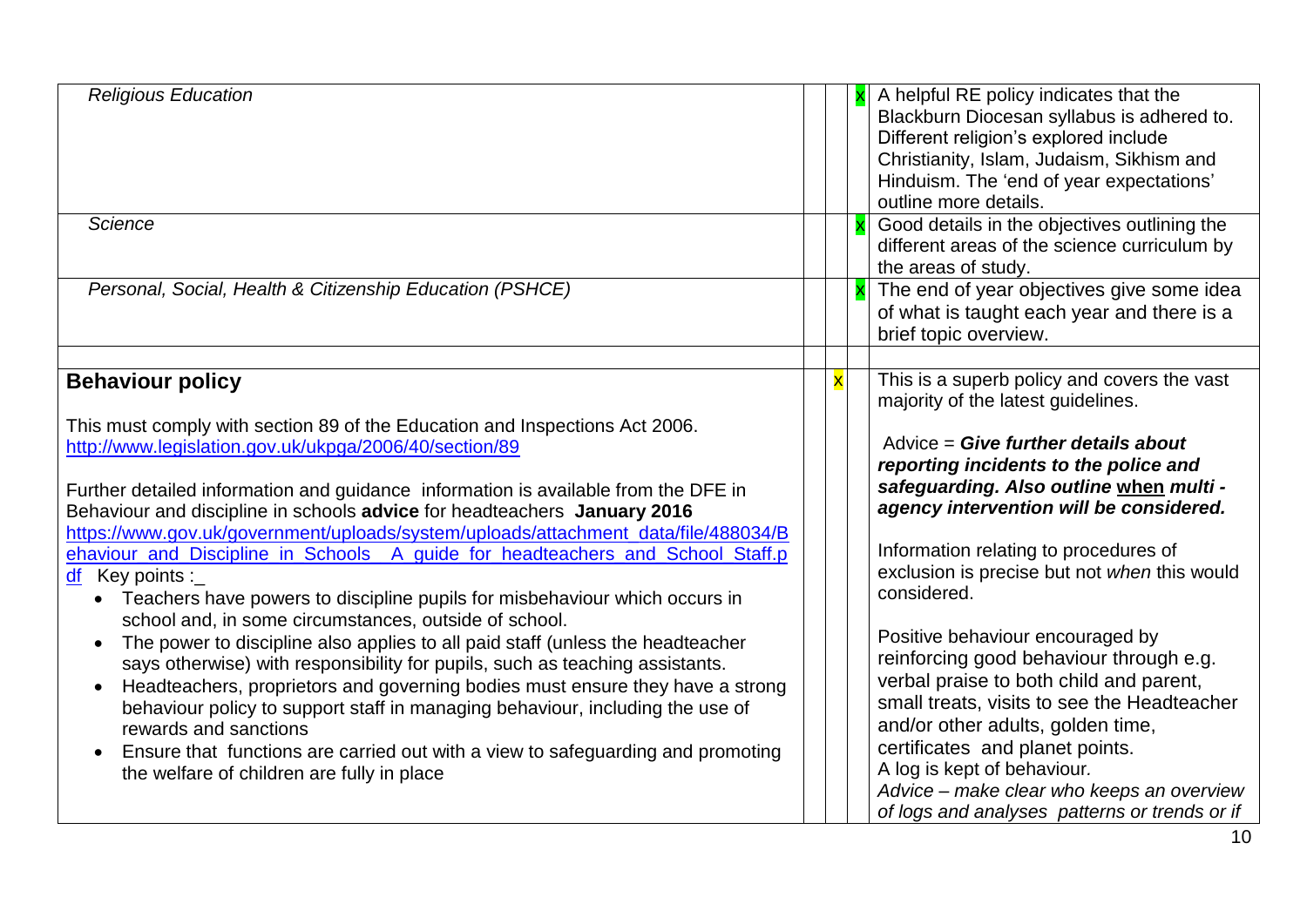| | | | | |
|---|---|---|---|---|
| *Religious Education* | | | x | A helpful RE policy indicates that the Blackburn Diocesan syllabus is adhered to. Different religion's explored include Christianity, Islam, Judaism, Sikhism and Hinduism. The 'end of year expectations' outline more details. |
| *Science* | | | x | Good details in the objectives outlining the different areas of the science curriculum by the areas of study. |
| *Personal, Social, Health & Citizenship Education (PSHCE)* | | | x | The end of year objectives give some idea of what is taught each year and there is a brief topic overview. |
| | | | | |
| **Behaviour policy**<br><br>This must comply with section 89 of the Education and Inspections Act 2006. [http://www.legislation.gov.uk/ukpga/2006/40/section/89](http://www.legislation.gov.uk/ukpga/2006/40/section/89)<br><br>Further detailed information and guidance information is available from the DFE in Behaviour and discipline in schools **advice** for headteachers **January 2016** [https://www.gov.uk/government/uploads/system/uploads/attachment_data/file/488034/Behaviour_and_Discipline_in_Schools_-_A_guide_for_headteachers_and_School_Staff.pdf](https://www.gov.uk/government/uploads/system/uploads/attachment_data/file/488034/Behaviour_and_Discipline_in_Schools_-_A_guide_for_headteachers_and_School_Staff.pdf) Key points :_<br>• Teachers have powers to discipline pupils for misbehaviour which occurs in school and, in some circumstances, outside of school.<br>• The power to discipline also applies to all paid staff (unless the headteacher says otherwise) with responsibility for pupils, such as teaching assistants.<br>• Headteachers, proprietors and governing bodies must ensure they have a strong behaviour policy to support staff in managing behaviour, including the use of rewards and sanctions<br>• Ensure that functions are carried out with a view to safeguarding and promoting the welfare of children are fully in place | | x | | This is a superb policy and covers the vast majority of the latest guidelines.<br><br>Advice = ***Give further details about reporting incidents to the police and safeguarding. Also outline <u>when</u> multi - agency intervention will be considered.***<br><br>Information relating to procedures of exclusion is precise but not *when* this would considered.<br><br>Positive behaviour encouraged by reinforcing good behaviour through e.g. verbal praise to both child and parent, small treats, visits to see the Headteacher and/or other adults, golden time, certificates and planet points.<br>A log is kept of behaviour.<br>*Advice – make clear who keeps an overview of logs and analyses patterns or trends or if* |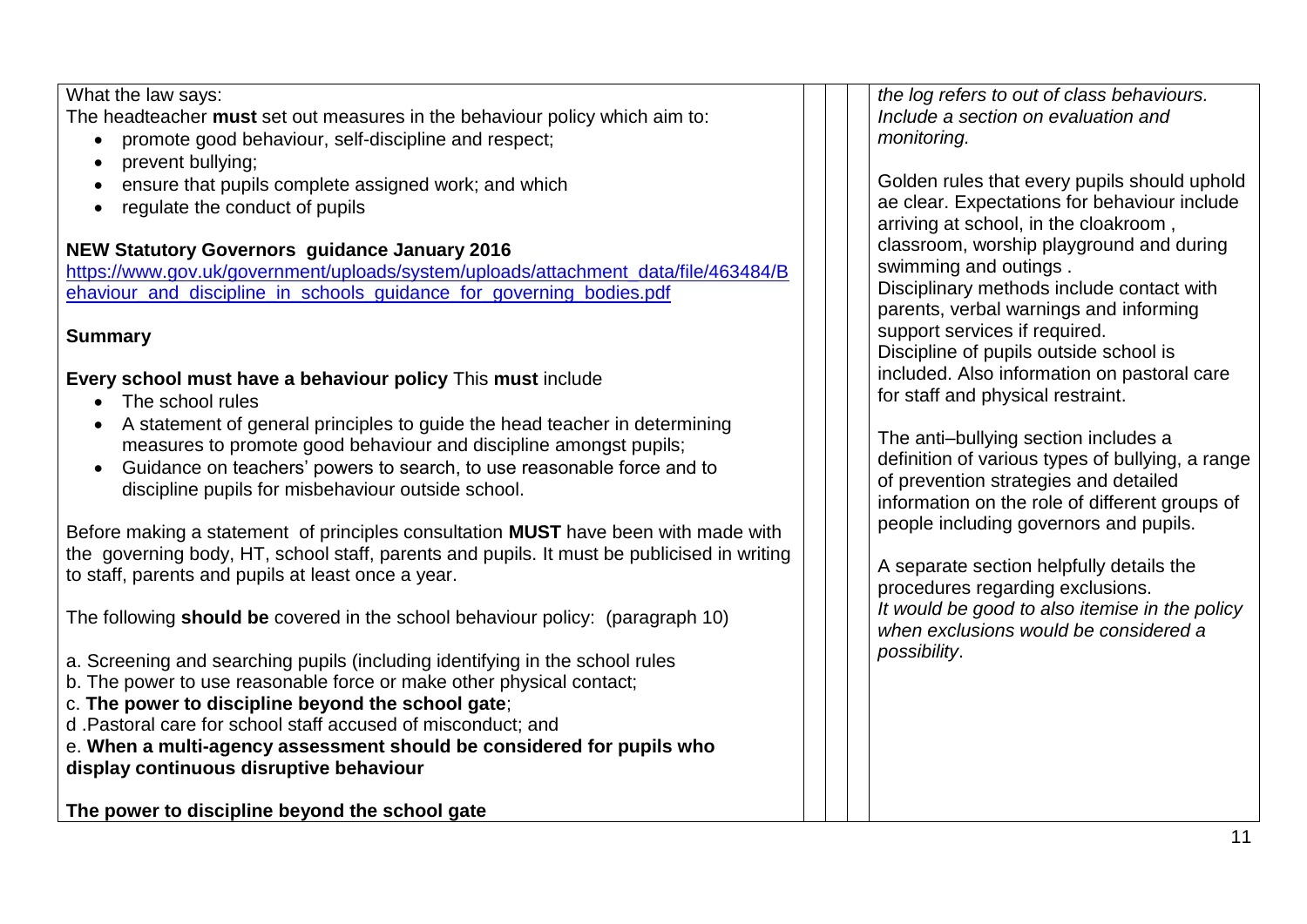| What the law says: | | | |
|---|---|---|---|
| What the law says:<br>The headteacher **must** set out measures in the behaviour policy which aim to:<br>• promote good behaviour, self-discipline and respect;<br>• prevent bullying;<br>• ensure that pupils complete assigned work; and which<br>• regulate the conduct of pupils<br><br>**NEW Statutory Governors guidance January 2016**<br>[https://www.gov.uk/government/uploads/system/uploads/attachment_data/file/463484/Behaviour_and_discipline_in_schools_guidance_for_governing_bodies.pdf](https://www.gov.uk/government/uploads/system/uploads/attachment_data/file/463484/Behaviour_and_discipline_in_schools_guidance_for_governing_bodies.pdf)<br><br>**Summary**<br><br>**Every school must have a behaviour policy** This **must** include<br>• The school rules<br>• A statement of general principles to guide the head teacher in determining measures to promote good behaviour and discipline amongst pupils;<br>• Guidance on teachers' powers to search, to use reasonable force and to discipline pupils for misbehaviour outside school.<br><br>Before making a statement of principles consultation **MUST** have been with made with the governing body, HT, school staff, parents and pupils. It must be publicised in writing to staff, parents and pupils at least once a year.<br><br>The following **should be** covered in the school behaviour policy: (paragraph 10)<br><br>a. Screening and searching pupils (including identifying in the school rules<br>b. The power to use reasonable force or make other physical contact;<br>c. **The power to discipline beyond the school gate**;<br>d .Pastoral care for school staff accused of misconduct; and<br>e. **When a multi-agency assessment should be considered for pupils who display continuous disruptive behaviour**<br><br>**The power to discipline beyond the school gate** | | | *the log refers to out of class behaviours. Include a section on evaluation and monitoring.*<br><br>Golden rules that every pupils should uphold ae clear. Expectations for behaviour include arriving at school, in the cloakroom , classroom, worship playground and during swimming and outings .<br>Disciplinary methods include contact with parents, verbal warnings and informing support services if required.<br>Discipline of pupils outside school is included. Also information on pastoral care for staff and physical restraint.<br><br>The anti–bullying section includes a definition of various types of bullying, a range of prevention strategies and detailed information on the role of different groups of people including governors and pupils.<br><br>A separate section helpfully details the procedures regarding exclusions.<br>*It would be good to also itemise in the policy when exclusions would be considered a possibility*. |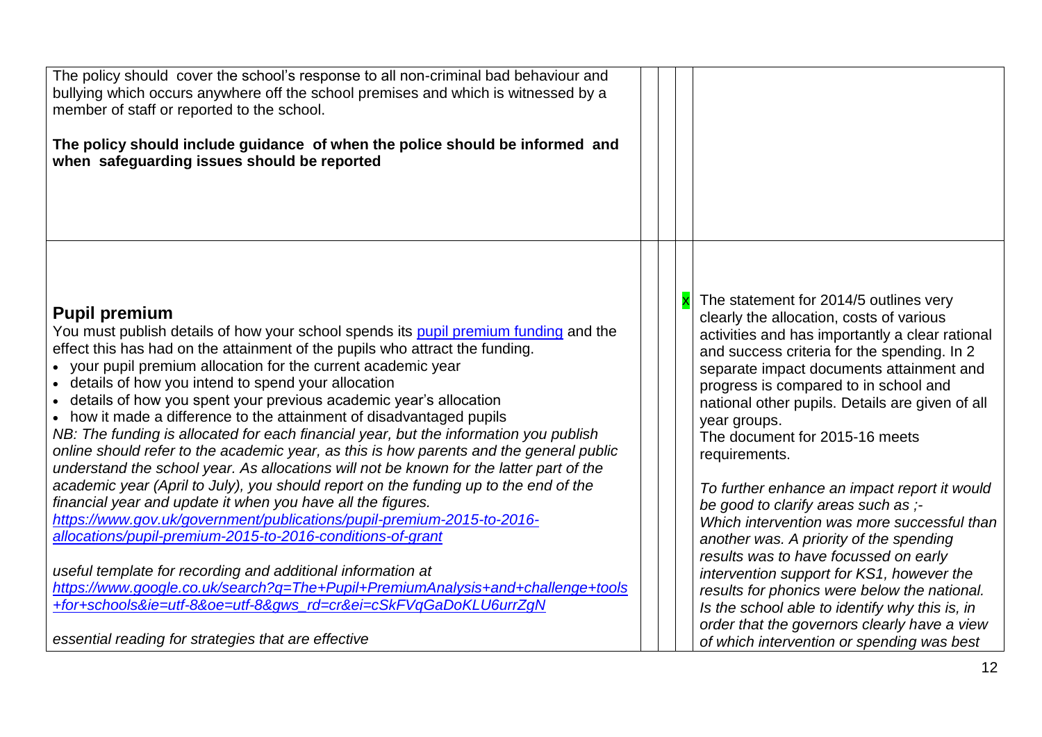| | | | |
|---|---|---|---|
| The policy should cover the school's response to all non-criminal bad behaviour and bullying which occurs anywhere off the school premises and which is witnessed by a member of staff or reported to the school.<br><br>**The policy should include guidance of when the police should be informed and when safeguarding issues should be reported** | | | |
| **Pupil premium**<br>You must publish details of how your school spends its pupil premium funding and the effect this has had on the attainment of the pupils who attract the funding.<br>• your pupil premium allocation for the current academic year<br>• details of how you intend to spend your allocation<br>• details of how you spent your previous academic year's allocation<br>• how it made a difference to the attainment of disadvantaged pupils<br>*NB: The funding is allocated for each financial year, but the information you publish online should refer to the academic year, as this is how parents and the general public understand the school year. As allocations will not be known for the latter part of the academic year (April to July), you should report on the funding up to the end of the financial year and update it when you have all the figures.*<br>*https://www.gov.uk/government/publications/pupil-premium-2015-to-2016-allocations/pupil-premium-2015-to-2016-conditions-of-grant*<br><br>*useful template for recording and additional information at*<br>*https://www.google.co.uk/search?q=The+Pupil+PremiumAnalysis+and+challenge+tools+for+schools&ie=utf-8&oe=utf-8&gws_rd=cr&ei=cSkFVqGaDoKLU6urrZgN*<br><br>*essential reading for strategies that are effective* | | | x The statement for 2014/5 outlines very clearly the allocation, costs of various activities and has importantly a clear rational and success criteria for the spending. In 2 separate impact documents attainment and progress is compared to in school and national other pupils. Details are given of all year groups.<br>The document for 2015-16 meets requirements.<br><br>*To further enhance an impact report it would be good to clarify areas such as ;-*<br>*Which intervention was more successful than another was. A priority of the spending results was to have focussed on early intervention support for KS1, however the results for phonics were below the national. Is the school able to identify why this is, in order that the governors clearly have a view of which intervention or spending was best* |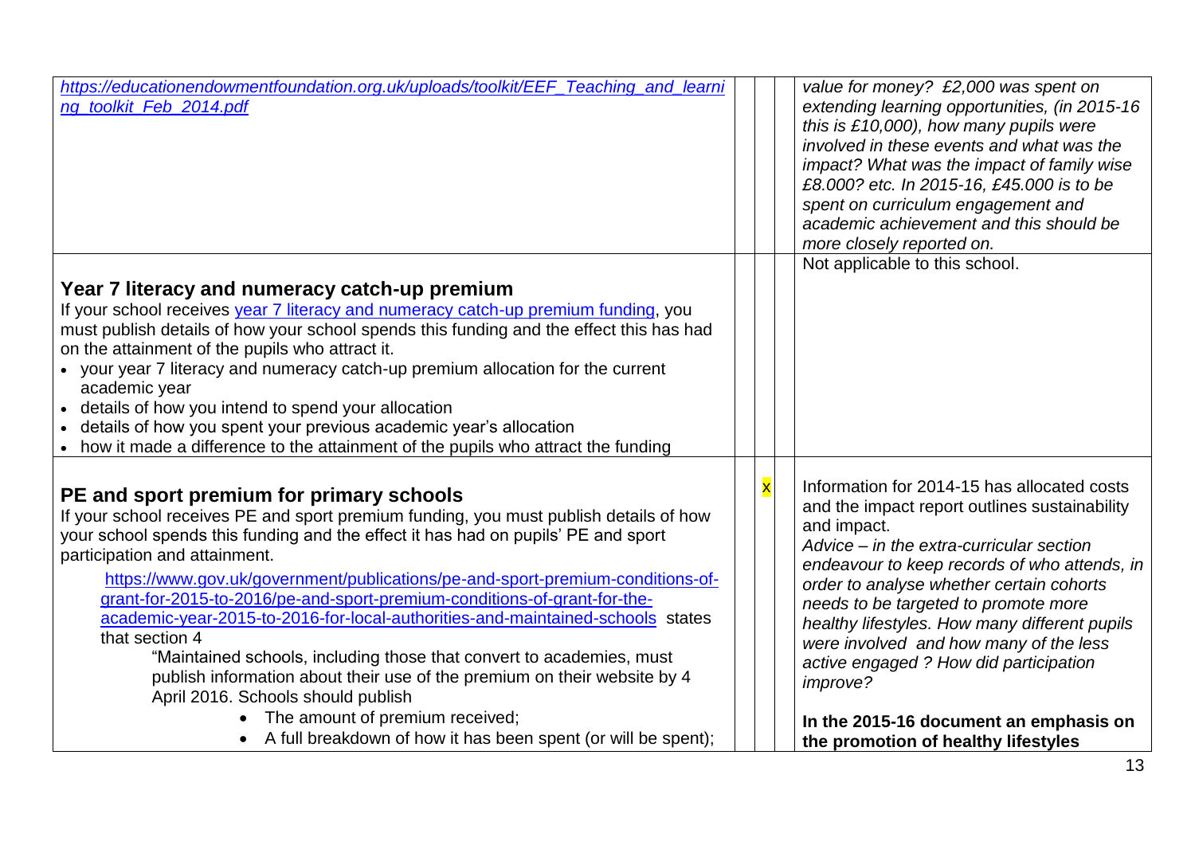| | | | |
|---|---|---|---|
| *https://educationendowmentfoundation.org.uk/uploads/toolkit/EEF_Teaching_and_learning_toolkit_Feb_2014.pdf* | | | *value for money? £2,000 was spent on extending learning opportunities, (in 2015-16 this is £10,000), how many pupils were involved in these events and what was the impact? What was the impact of family wise £8.000? etc. In 2015-16, £45.000 is to be spent on curriculum engagement and academic achievement and this should be more closely reported on.* |
| **Year 7 literacy and numeracy catch-up premium**<br>If your school receives year 7 literacy and numeracy catch-up premium funding, you must publish details of how your school spends this funding and the effect this has had on the attainment of the pupils who attract it.<br>• your year 7 literacy and numeracy catch-up premium allocation for the current academic year<br>• details of how you intend to spend your allocation<br>• details of how you spent your previous academic year's allocation<br>• how it made a difference to the attainment of the pupils who attract the funding | | | Not applicable to this school. |
| **PE and sport premium for primary schools**<br>If your school receives PE and sport premium funding, you must publish details of how your school spends this funding and the effect it has had on pupils' PE and sport participation and attainment.<br>https://www.gov.uk/government/publications/pe-and-sport-premium-conditions-of-grant-for-2015-to-2016/pe-and-sport-premium-conditions-of-grant-for-the-academic-year-2015-to-2016-for-local-authorities-and-maintained-schools states that section 4<br>"Maintained schools, including those that convert to academies, must publish information about their use of the premium on their website by 4 April 2016. Schools should publish<br>• The amount of premium received;<br>• A full breakdown of how it has been spent (or will be spent); | | x | Information for 2014-15 has allocated costs and the impact report outlines sustainability and impact.<br>*Advice – in the extra-curricular section endeavour to keep records of who attends, in order to analyse whether certain cohorts needs to be targeted to promote more healthy lifestyles. How many different pupils were involved and how many of the less active engaged ? How did participation improve?*<br><br>**In the 2015-16 document an emphasis on the promotion of healthy lifestyles** |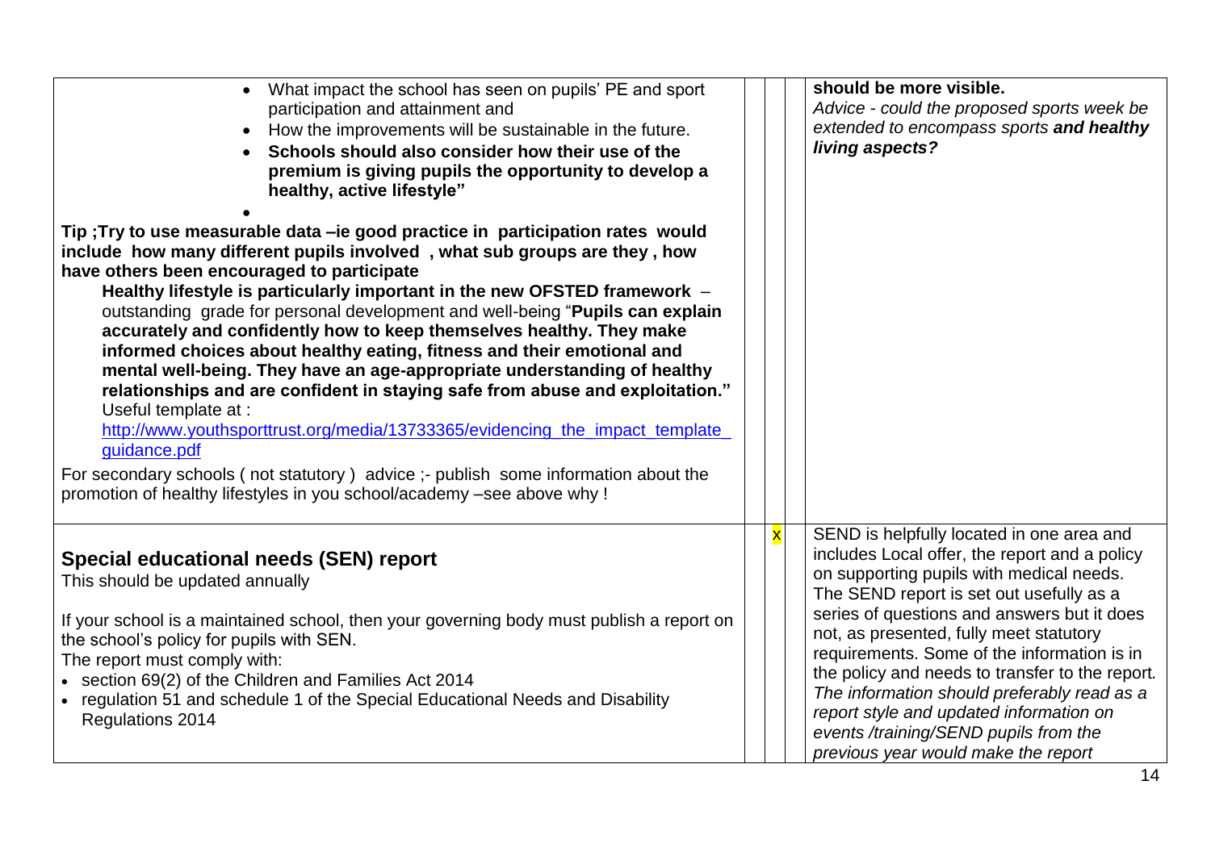| | | | | |
|---|---|---|---|---|
| • What impact the school has seen on pupils' PE and sport participation and attainment and<br>• How the improvements will be sustainable in the future.<br>• **Schools should also consider how their use of the premium is giving pupils the opportunity to develop a healthy, active lifestyle"**<br>•<br>**Tip ;Try to use measurable data –ie good practice in participation rates would include how many different pupils involved , what sub groups are they , how have others been encouraged to participate**<br>**Healthy lifestyle is particularly important in the new OFSTED framework** – outstanding grade for personal development and well-being "**Pupils can explain accurately and confidently how to keep themselves healthy. They make informed choices about healthy eating, fitness and their emotional and mental well-being. They have an age-appropriate understanding of healthy relationships and are confident in staying safe from abuse and exploitation."**<br>Useful template at :<br>[http://www.youthsporttrust.org/media/13733365/evidencing_the_impact_template_guidance.pdf](http://www.youthsporttrust.org/media/13733365/evidencing_the_impact_template_guidance.pdf)<br>For secondary schools ( not statutory ) advice ;- publish some information about the promotion of healthy lifestyles in you school/academy –see above why ! | | | | **should be more visible.**<br>*Advice - could the proposed sports week be extended to encompass sports **and healthy living aspects?*** |
| **Special educational needs (SEN) report**<br>This should be updated annually<br>If your school is a maintained school, then your governing body must publish a report on the school's policy for pupils with SEN.<br>The report must comply with:<br>• section 69(2) of the Children and Families Act 2014<br>• regulation 51 and schedule 1 of the Special Educational Needs and Disability Regulations 2014 | | x | | SEND is helpfully located in one area and includes Local offer, the report and a policy on supporting pupils with medical needs. The SEND report is set out usefully as a series of questions and answers but it does not, as presented, fully meet statutory requirements. Some of the information is in the policy and needs to transfer to the report. *The information should preferably read as a report style and updated information on events /training/SEND pupils from the previous year would make the report* |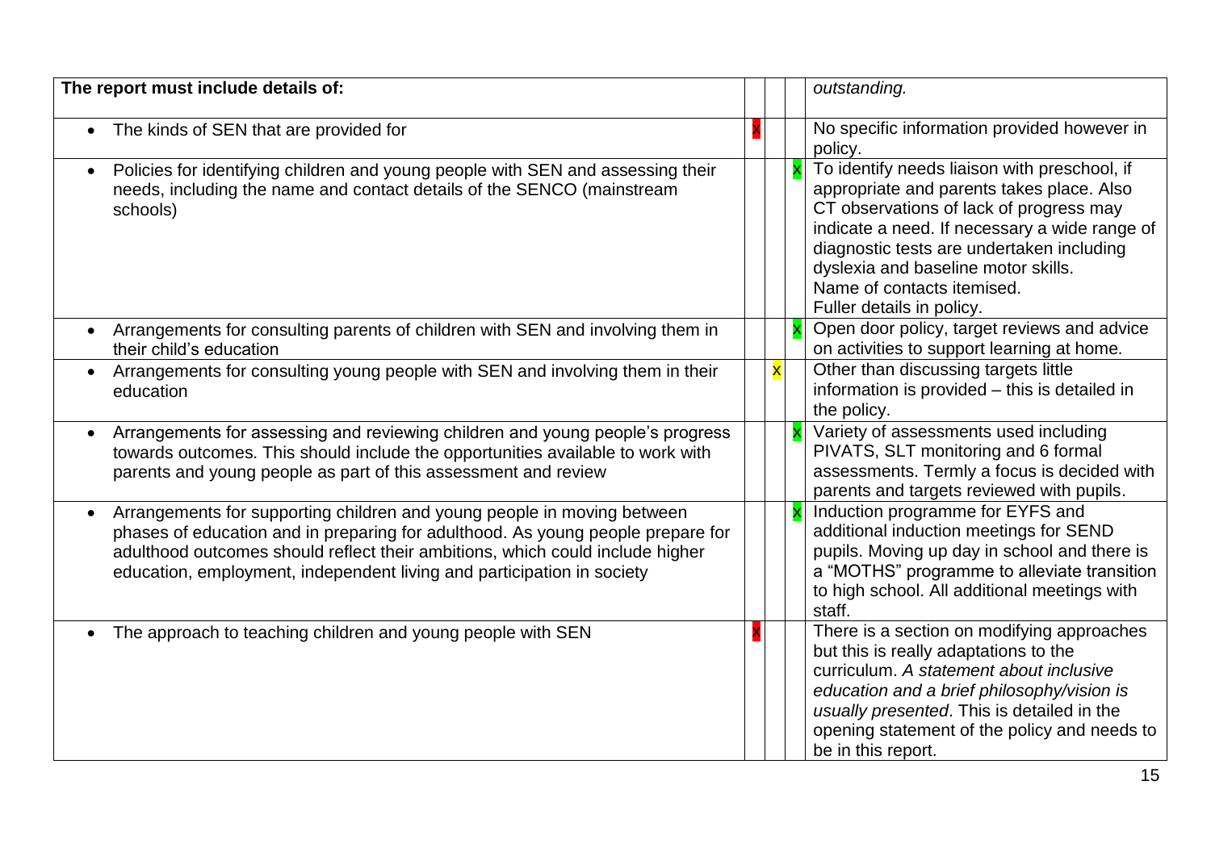| The report must include details of: | | | | *outstanding.* |
|---|---|---|---|---|
| • The kinds of SEN that are provided for | x | | | No specific information provided however in policy. |
| • Policies for identifying children and young people with SEN and assessing their needs, including the name and contact details of the SENCO (mainstream schools) | | | x | To identify needs liaison with preschool, if appropriate and parents takes place. Also CT observations of lack of progress may indicate a need. If necessary a wide range of diagnostic tests are undertaken including dyslexia and baseline motor skills.<br>Name of contacts itemised.<br>Fuller details in policy. |
| • Arrangements for consulting parents of children with SEN and involving them in their child's education | | | x | Open door policy, target reviews and advice on activities to support learning at home. |
| • Arrangements for consulting young people with SEN and involving them in their education | | x | | Other than discussing targets little information is provided – this is detailed in the policy. |
| • Arrangements for assessing and reviewing children and young people's progress towards outcomes. This should include the opportunities available to work with parents and young people as part of this assessment and review | | | x | Variety of assessments used including PIVATS, SLT monitoring and 6 formal assessments. Termly a focus is decided with parents and targets reviewed with pupils. |
| • Arrangements for supporting children and young people in moving between phases of education and in preparing for adulthood. As young people prepare for adulthood outcomes should reflect their ambitions, which could include higher education, employment, independent living and participation in society | | | x | Induction programme for EYFS and additional induction meetings for SEND pupils. Moving up day in school and there is a "MOTHS" programme to alleviate transition to high school. All additional meetings with staff. |
| • The approach to teaching children and young people with SEN | x | | | There is a section on modifying approaches but this is really adaptations to the curriculum. *A statement about inclusive education and a brief philosophy/vision is usually presented*. This is detailed in the opening statement of the policy and needs to be in this report. |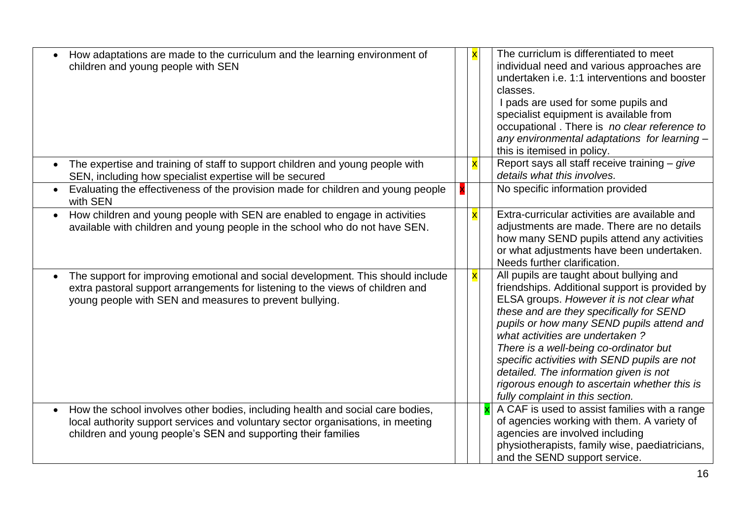| | | | | |
|---|---|---|---|---|
| • How adaptations are made to the curriculum and the learning environment of children and young people with SEN | | x | | The curriclum is differentiated to meet individual need and various approaches are undertaken i.e. 1:1 interventions and booster classes. I pads are used for some pupils and specialist equipment is available from occupational . There is *no clear reference to any environmental adaptations for learning* – this is itemised in policy. |
| • The expertise and training of staff to support children and young people with SEN, including how specialist expertise will be secured | | x | | Report says all staff receive training – *give details what this involves.* |
| • Evaluating the effectiveness of the provision made for children and young people with SEN | x | | | No specific information provided |
| • How children and young people with SEN are enabled to engage in activities available with children and young people in the school who do not have SEN. | | x | | Extra-curricular activities are available and adjustments are made. There are no details how many SEND pupils attend any activities or what adjustments have been undertaken. Needs further clarification. |
| • The support for improving emotional and social development. This should include extra pastoral support arrangements for listening to the views of children and young people with SEN and measures to prevent bullying. | | x | | All pupils are taught about bullying and friendships. Additional support is provided by ELSA groups. *However it is not clear what these and are they specifically for SEND pupils or how many SEND pupils attend and what activities are undertaken ? There is a well-being co-ordinator but specific activities with SEND pupils are not detailed. The information given is not rigorous enough to ascertain whether this is fully complaint in this section.* |
| • How the school involves other bodies, including health and social care bodies, local authority support services and voluntary sector organisations, in meeting children and young people's SEN and supporting their families | | | x | A CAF is used to assist families with a range of agencies working with them. A variety of agencies are involved including physiotherapists, family wise, paediatricians, and the SEND support service. |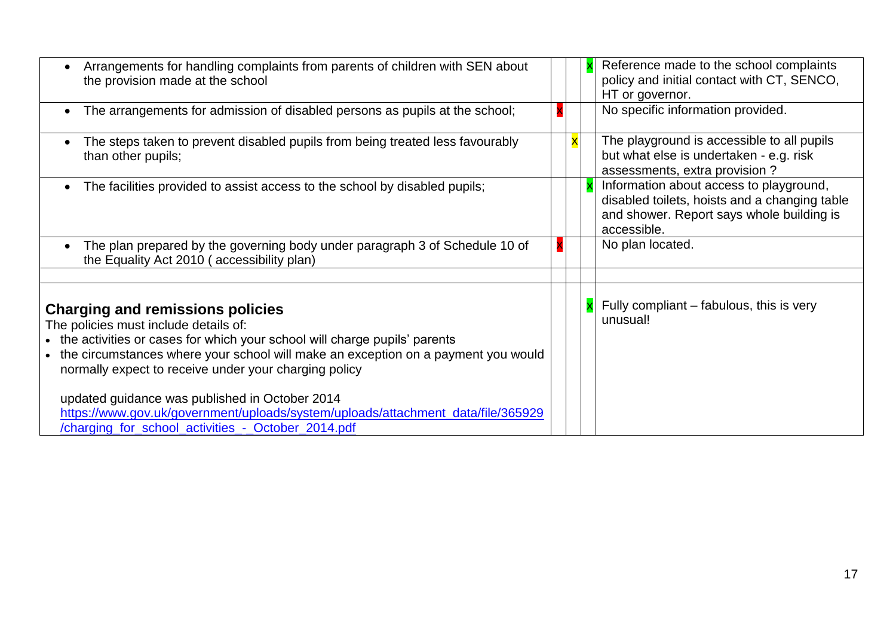| | | | | |
|---|---|---|---|---|
| • Arrangements for handling complaints from parents of children with SEN about the provision made at the school | | | x | Reference made to the school complaints policy and initial contact with CT, SENCO, HT or governor. |
| • The arrangements for admission of disabled persons as pupils at the school; | x | | | No specific information provided. |
| • The steps taken to prevent disabled pupils from being treated less favourably than other pupils; | | x | | The playground is accessible to all pupils but what else is undertaken - e.g. risk assessments, extra provision ? |
| • The facilities provided to assist access to the school by disabled pupils; | | | x | Information about access to playground, disabled toilets, hoists and a changing table and shower. Report says whole building is accessible. |
| • The plan prepared by the governing body under paragraph 3 of Schedule 10 of the Equality Act 2010 ( accessibility plan) | x | | | No plan located. |
| | | | | |
| **Charging and remissions policies**<br>The policies must include details of:<br>• the activities or cases for which your school will charge pupils' parents<br>• the circumstances where your school will make an exception on a payment you would normally expect to receive under your charging policy<br><br>updated guidance was published in October 2014<br>https://www.gov.uk/government/uploads/system/uploads/attachment_data/file/365929/charging_for_school_activities_-_October_2014.pdf | | | x | Fully compliant – fabulous, this is very unusual! |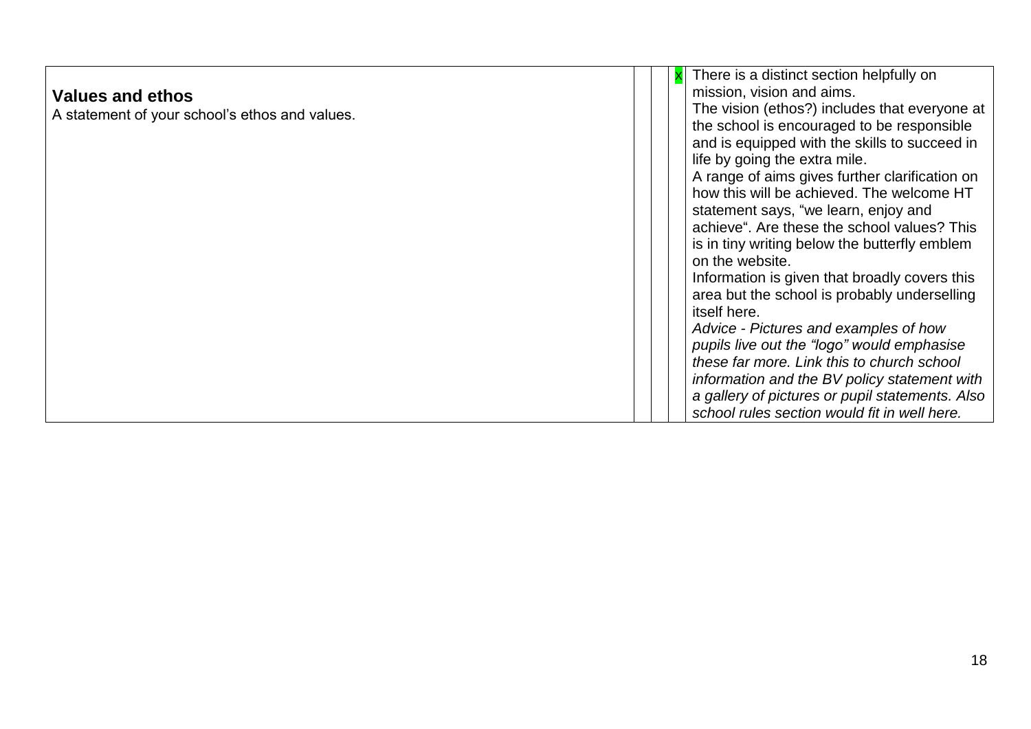| | | | | |
|---|---|---|---|---|
| **Values and ethos**<br>A statement of your school's ethos and values. | | | x | There is a distinct section helpfully on mission, vision and aims.<br>The vision (ethos?) includes that everyone at the school is encouraged to be responsible and is equipped with the skills to succeed in life by going the extra mile.<br>A range of aims gives further clarification on how this will be achieved. The welcome HT statement says, "we learn, enjoy and achieve". Are these the school values? This is in tiny writing below the butterfly emblem on the website.<br>Information is given that broadly covers this area but the school is probably underselling itself here.<br>*Advice - Pictures and examples of how pupils live out the "logo" would emphasise these far more. Link this to church school information and the BV policy statement with a gallery of pictures or pupil statements. Also school rules section would fit in well here.* |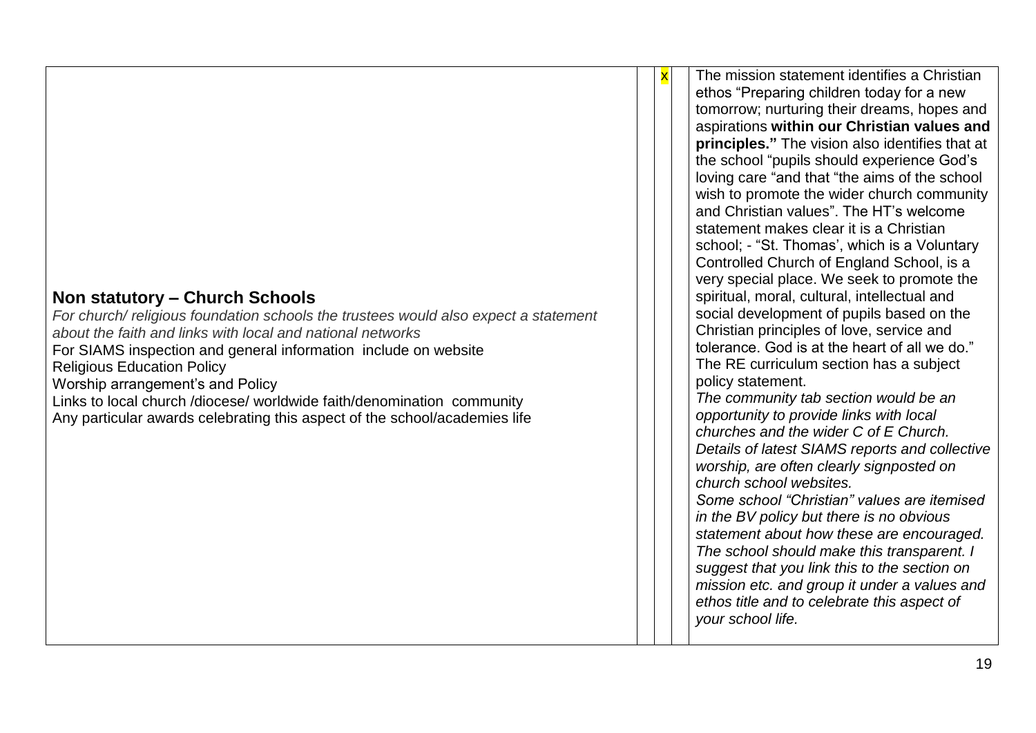| | | | | |
|---|---|---|---|---|
| **Non statutory – Church Schools**<br>*For church/ religious foundation schools the trustees would also expect a statement about the faith and links with local and national networks*<br>For SIAMS inspection and general information include on website<br>Religious Education Policy<br>Worship arrangement's and Policy<br>Links to local church /diocese/ worldwide faith/denomination community<br>Any particular awards celebrating this aspect of the school/academies life | | x | | The mission statement identifies a Christian ethos "Preparing children today for a new tomorrow; nurturing their dreams, hopes and aspirations **within our Christian values and principles."** The vision also identifies that at the school "pupils should experience God's loving care "and that "the aims of the school wish to promote the wider church community and Christian values". The HT's welcome statement makes clear it is a Christian school; - "St. Thomas', which is a Voluntary Controlled Church of England School, is a very special place. We seek to promote the spiritual, moral, cultural, intellectual and social development of pupils based on the Christian principles of love, service and tolerance. God is at the heart of all we do." The RE curriculum section has a subject policy statement.<br>*The community tab section would be an opportunity to provide links with local churches and the wider C of E Church. Details of latest SIAMS reports and collective worship, are often clearly signposted on church school websites.*<br>*Some school "Christian" values are itemised in the BV policy but there is no obvious statement about how these are encouraged. The school should make this transparent. I suggest that you link this to the section on mission etc. and group it under a values and ethos title and to celebrate this aspect of your school life.* |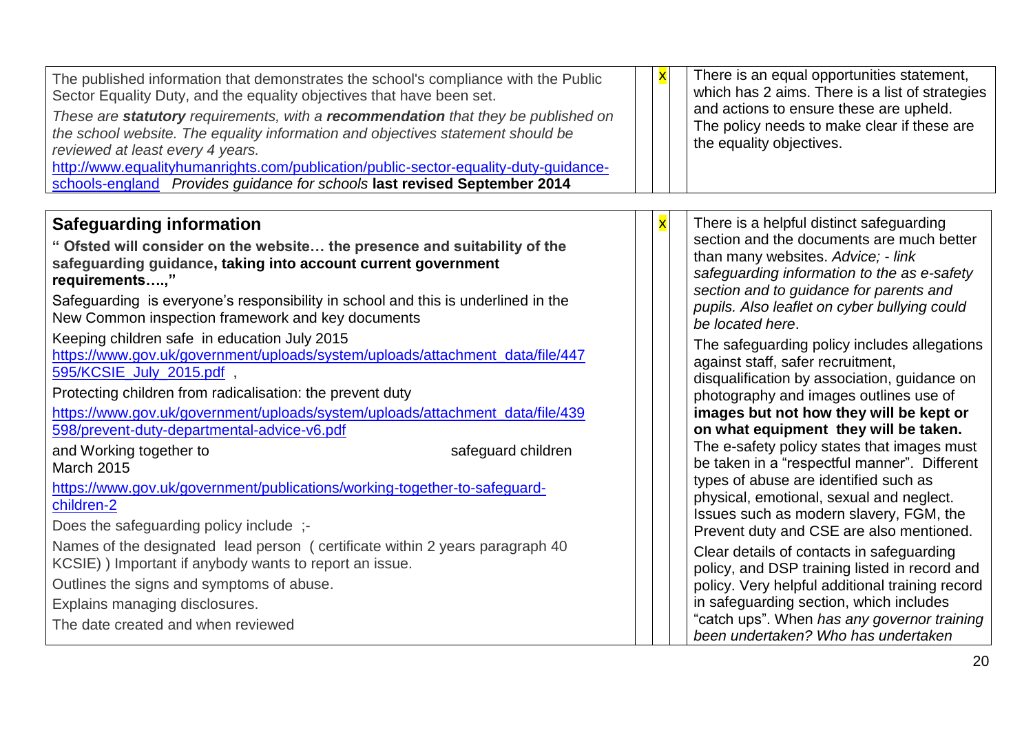| | | | |
|---|---|---|---|
| The published information that demonstrates the school's compliance with the Public Sector Equality Duty, and the equality objectives that have been set.<br>*These are **statutory** requirements, with a **recommendation** that they be published on the school website. The equality information and objectives statement should be reviewed at least every 4 years.*<br>http://www.equalityhumanrights.com/publication/public-sector-equality-duty-guidance-schools-england *Provides guidance for schools* **last revised September 2014** | | x | There is an equal opportunities statement, which has 2 aims. There is a list of strategies and actions to ensure these are upheld. The policy needs to make clear if these are the equality objectives. |

| | | | |
|---|---|---|---|
| **Safeguarding information**<br>**" Ofsted will consider on the website… the presence and suitability of the safeguarding guidance, taking into account current government requirements….,"**<br>Safeguarding is everyone's responsibility in school and this is underlined in the New Common inspection framework and key documents<br>Keeping children safe in education July 2015<br>https://www.gov.uk/government/uploads/system/uploads/attachment_data/file/447595/KCSIE_July_2015.pdf ,<br>Protecting children from radicalisation: the prevent duty<br>https://www.gov.uk/government/uploads/system/uploads/attachment_data/file/439598/prevent-duty-departmental-advice-v6.pdf<br>and Working together to safeguard children March 2015<br>https://www.gov.uk/government/publications/working-together-to-safeguard-children-2<br>Does the safeguarding policy include ;-<br>Names of the designated lead person ( certificate within 2 years paragraph 40 KCSIE) ) Important if anybody wants to report an issue.<br>Outlines the signs and symptoms of abuse.<br>Explains managing disclosures.<br>The date created and when reviewed | | x | There is a helpful distinct safeguarding section and the documents are much better than many websites. *Advice; - link safeguarding information to the as e-safety section and to guidance for parents and pupils. Also leaflet on cyber bullying could be located here*.<br>The safeguarding policy includes allegations against staff, safer recruitment, disqualification by association, guidance on photography and images outlines use of **images but not how they will be kept or on what equipment they will be taken.** The e-safety policy states that images must be taken in a "respectful manner". Different types of abuse are identified such as physical, emotional, sexual and neglect. Issues such as modern slavery, FGM, the Prevent duty and CSE are also mentioned.<br>Clear details of contacts in safeguarding policy, and DSP training listed in record and policy. Very helpful additional training record in safeguarding section, which includes "catch ups". When *has any governor training been undertaken? Who has undertaken* |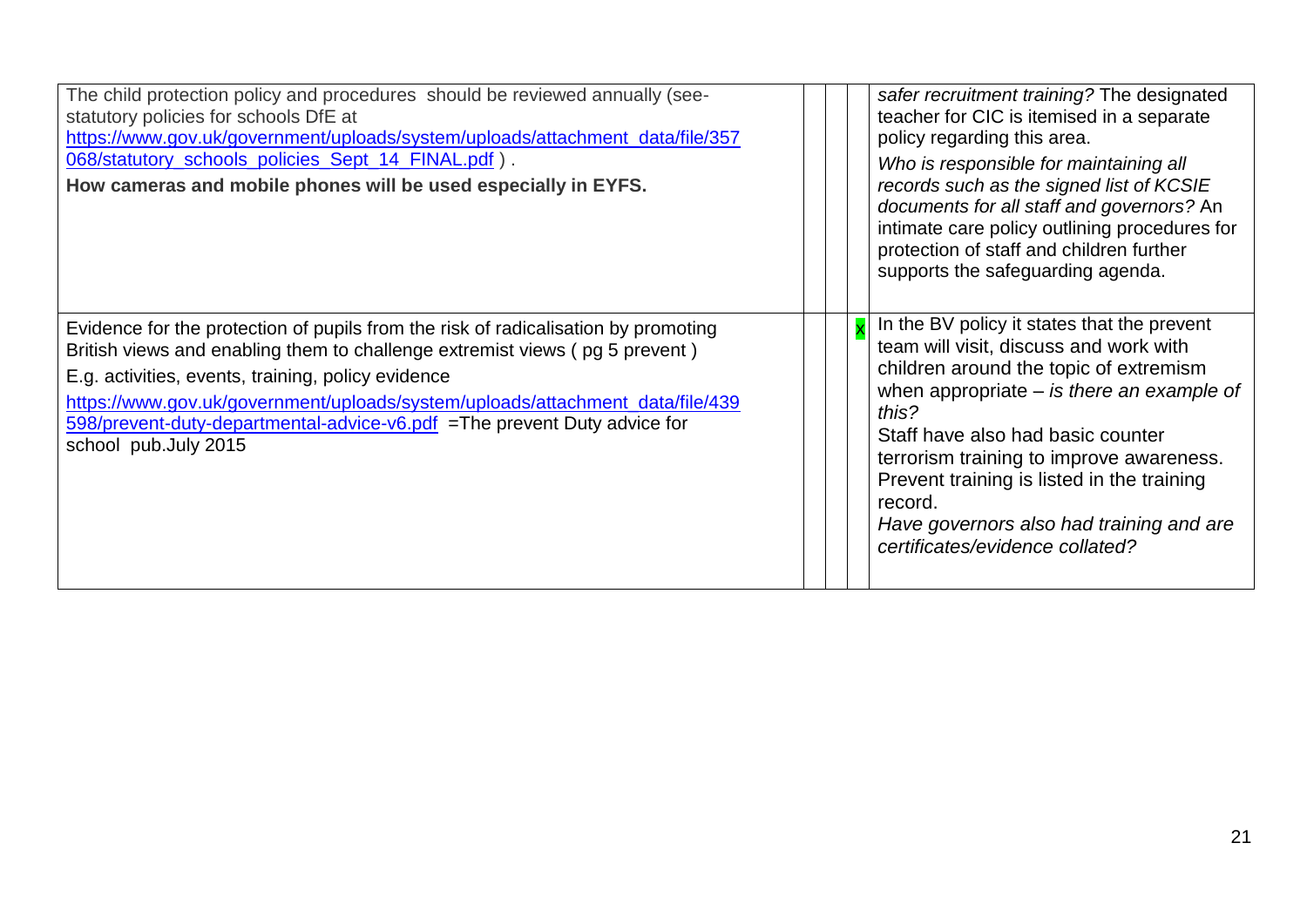| | | | | |
|---|---|---|---|---|
| The child protection policy and procedures should be reviewed annually (see- statutory policies for schools DfE at https://www.gov.uk/government/uploads/system/uploads/attachment_data/file/357068/statutory_schools_policies_Sept_14_FINAL.pdf ).<br>**How cameras and mobile phones will be used especially in EYFS.** | | | | *safer recruitment training?* The designated teacher for CIC is itemised in a separate policy regarding this area.<br>*Who is responsible for maintaining all records such as the signed list of KCSIE documents for all staff and governors?* An intimate care policy outlining procedures for protection of staff and children further supports the safeguarding agenda. |
| Evidence for the protection of pupils from the risk of radicalisation by promoting British views and enabling them to challenge extremist views ( pg 5 prevent )<br>E.g. activities, events, training, policy evidence<br>https://www.gov.uk/government/uploads/system/uploads/attachment_data/file/439598/prevent-duty-departmental-advice-v6.pdf =The prevent Duty advice for school pub.July 2015 | | | x | In the BV policy it states that the prevent team will visit, discuss and work with children around the topic of extremism when appropriate – *is there an example of this?*<br>Staff have also had basic counter terrorism training to improve awareness. Prevent training is listed in the training record.<br>*Have governors also had training and are certificates/evidence collated?* |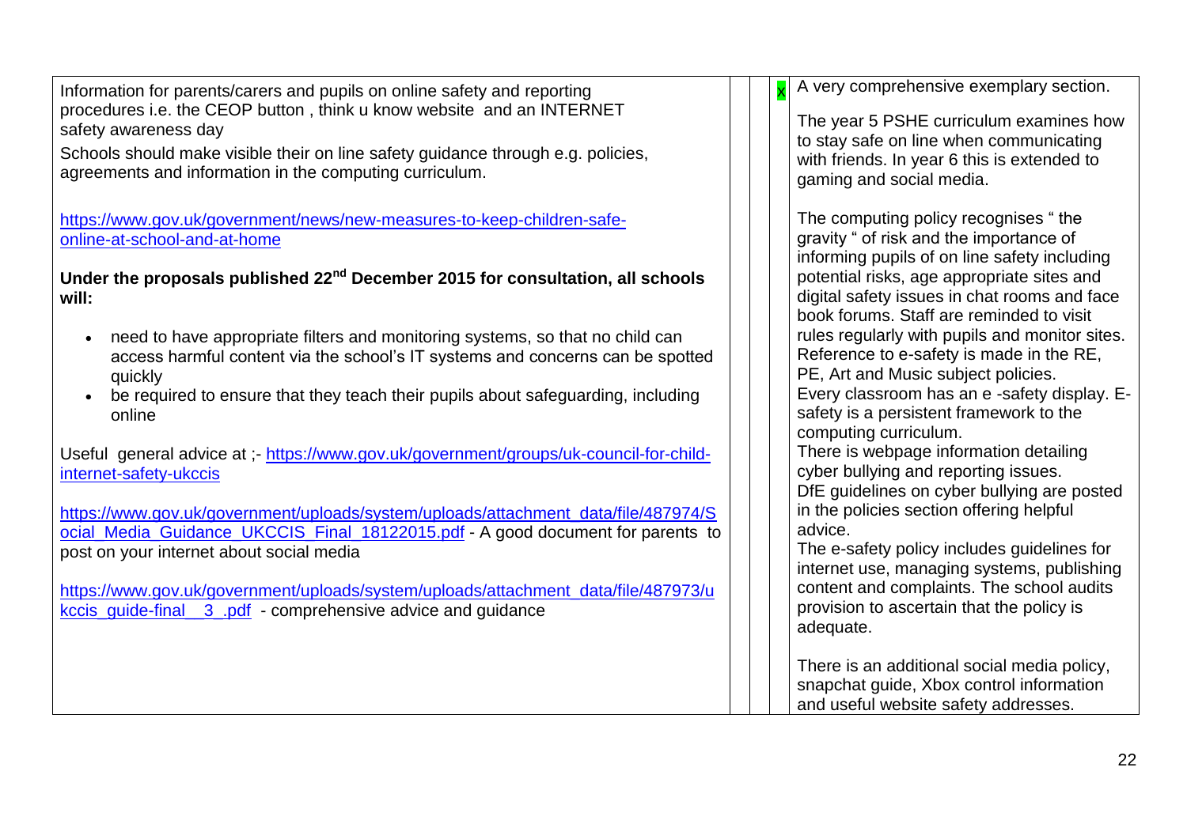| | | | | |
|---|---|---|---|---|
| Information for parents/carers and pupils on online safety and reporting procedures i.e. the CEOP button , think u know website and an INTERNET safety awareness day<br>Schools should make visible their on line safety guidance through e.g. policies, agreements and information in the computing curriculum.<br><br>https://www.gov.uk/government/news/new-measures-to-keep-children-safe-online-at-school-and-at-home<br><br>**Under the proposals published 22nd December 2015 for consultation, all schools will:**<br><br>• need to have appropriate filters and monitoring systems, so that no child can access harmful content via the school's IT systems and concerns can be spotted quickly<br>• be required to ensure that they teach their pupils about safeguarding, including online<br><br>Useful general advice at ;- https://www.gov.uk/government/groups/uk-council-for-child-internet-safety-ukccis<br><br>https://www.gov.uk/government/uploads/system/uploads/attachment_data/file/487974/Social_Media_Guidance_UKCCIS_Final_18122015.pdf - A good document for parents to post on your internet about social media<br><br>https://www.gov.uk/government/uploads/system/uploads/attachment_data/file/487973/ukccis_guide-final__3_.pdf - comprehensive advice and guidance | | | x | A very comprehensive exemplary section.<br><br>The year 5 PSHE curriculum examines how to stay safe on line when communicating with friends. In year 6 this is extended to gaming and social media.<br><br>The computing policy recognises " the gravity " of risk and the importance of informing pupils of on line safety including potential risks, age appropriate sites and digital safety issues in chat rooms and face book forums. Staff are reminded to visit rules regularly with pupils and monitor sites. Reference to e-safety is made in the RE, PE, Art and Music subject policies.<br>Every classroom has an e -safety display. E-safety is a persistent framework to the computing curriculum.<br>There is webpage information detailing cyber bullying and reporting issues.<br>DfE guidelines on cyber bullying are posted in the policies section offering helpful advice.<br>The e-safety policy includes guidelines for internet use, managing systems, publishing content and complaints. The school audits provision to ascertain that the policy is adequate.<br><br>There is an additional social media policy, snapchat guide, Xbox control information and useful website safety addresses. |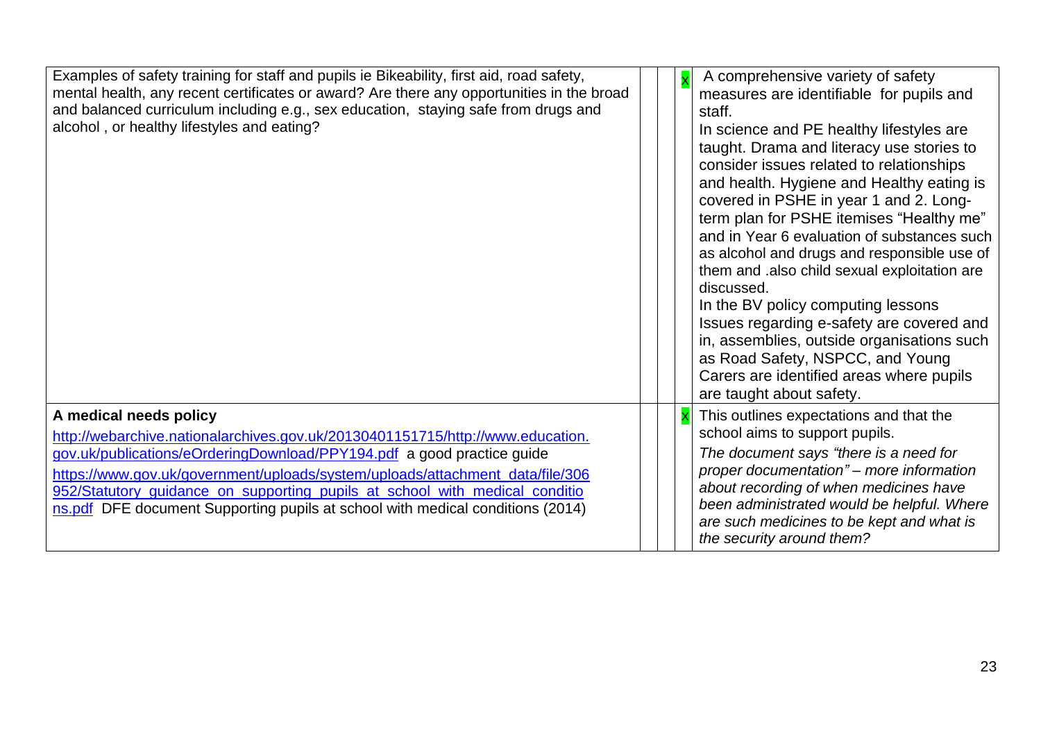| | | | |
|---|---|---|---|
| Examples of safety training for staff and pupils ie Bikeability, first aid, road safety, mental health, any recent certificates or award? Are there any opportunities in the broad and balanced curriculum including e.g., sex education, staying safe from drugs and alcohol , or healthy lifestyles and eating? | | x | A comprehensive variety of safety measures are identifiable for pupils and staff.<br>In science and PE healthy lifestyles are taught. Drama and literacy use stories to consider issues related to relationships and health. Hygiene and Healthy eating is covered in PSHE in year 1 and 2. Long-term plan for PSHE itemises "Healthy me" and in Year 6 evaluation of substances such as alcohol and drugs and responsible use of them and .also child sexual exploitation are discussed.<br>In the BV policy computing lessons Issues regarding e-safety are covered and in, assemblies, outside organisations such as Road Safety, NSPCC, and Young Carers are identified areas where pupils are taught about safety. |
| **A medical needs policy**<br>[http://webarchive.nationalarchives.gov.uk/20130401151715/http://www.education.gov.uk/publications/eOrderingDownload/PPY194.pdf](http://webarchive.nationalarchives.gov.uk/20130401151715/http://www.education.gov.uk/publications/eOrderingDownload/PPY194.pdf) a good practice guide<br>[https://www.gov.uk/government/uploads/system/uploads/attachment_data/file/306952/Statutory_guidance_on_supporting_pupils_at_school_with_medical_conditions.pdf](https://www.gov.uk/government/uploads/system/uploads/attachment_data/file/306952/Statutory_guidance_on_supporting_pupils_at_school_with_medical_conditions.pdf) DFE document Supporting pupils at school with medical conditions (2014) | | x | This outlines expectations and that the school aims to support pupils.<br>*The document says "there is a need for proper documentation" – more information about recording of when medicines have been administrated would be helpful. Where are such medicines to be kept and what is the security around them?* |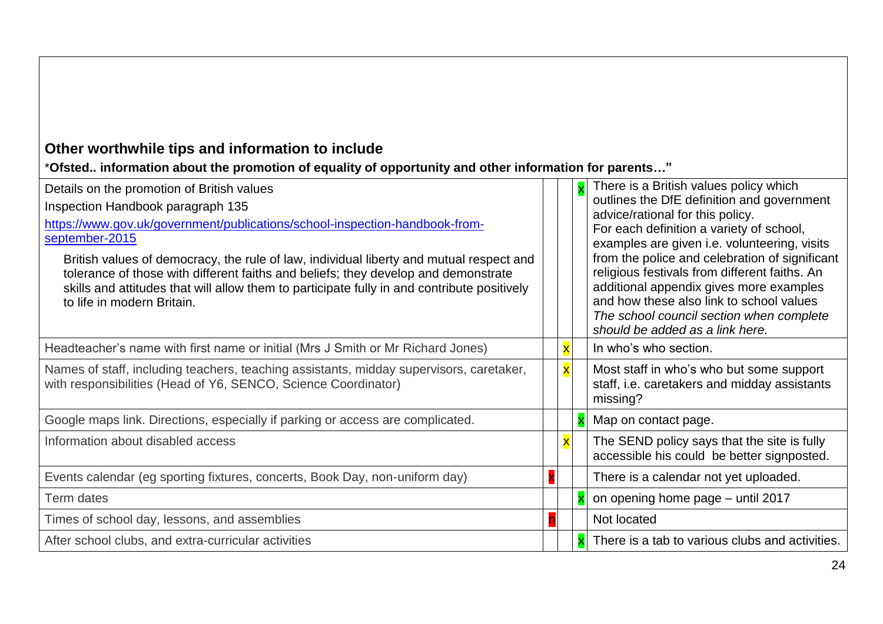## Other worthwhile tips and information to include

***Ofsted.. information about the promotion of equality of opportunity and other information for parents…"**

| | | | | |
|---|---|---|---|---|
| Details on the promotion of British values<br>Inspection Handbook paragraph 135<br>[https://www.gov.uk/government/publications/school-inspection-handbook-from-september-2015](https://www.gov.uk/government/publications/school-inspection-handbook-from-september-2015)<br>British values of democracy, the rule of law, individual liberty and mutual respect and tolerance of those with different faiths and beliefs; they develop and demonstrate skills and attitudes that will allow them to participate fully in and contribute positively to life in modern Britain. | | | x | There is a British values policy which outlines the DfE definition and government advice/rational for this policy.<br>For each definition a variety of school, examples are given i.e. volunteering, visits from the police and celebration of significant religious festivals from different faiths. An additional appendix gives more examples and how these also link to school values<br>*The school council section when complete should be added as a link here.* |
| Headteacher's name with first name or initial (Mrs J Smith or Mr Richard Jones) | | x | | In who's who section. |
| Names of staff, including teachers, teaching assistants, midday supervisors, caretaker, with responsibilities (Head of Y6, SENCO, Science Coordinator) | | x | | Most staff in who's who but some support staff, i.e. caretakers and midday assistants missing? |
| Google maps link. Directions, especially if parking or access are complicated. | | | x | Map on contact page. |
| Information about disabled access | | x | | The SEND policy says that the site is fully accessible his could be better signposted. |
| Events calendar (eg sporting fixtures, concerts, Book Day, non-uniform day) | x | | | There is a calendar not yet uploaded. |
| Term dates | | | x | on opening home page – until 2017 |
| Times of school day, lessons, and assemblies | n | | | Not located |
| After school clubs, and extra-curricular activities | | | x | There is a tab to various clubs and activities. |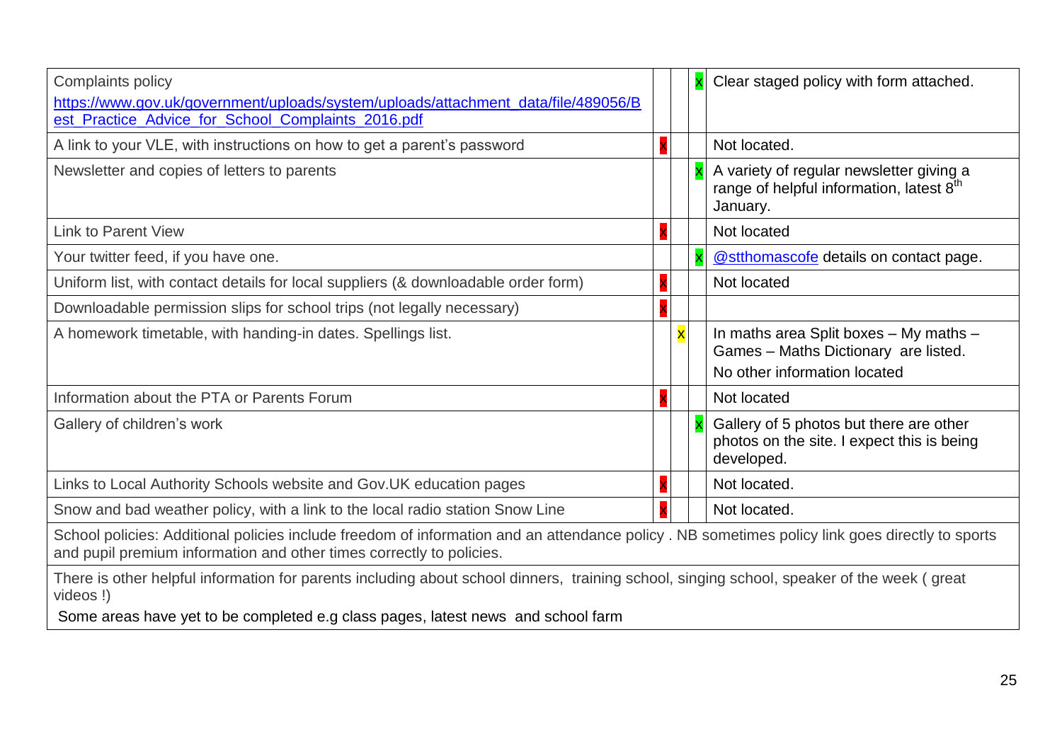| Complaints policy https://www.gov.uk/government/uploads/system/uploads/attachment_data/file/489056/Best_Practice_Advice_for_School_Complaints_2016.pdf | | | x | Clear staged policy with form attached. |
|---|---|---|---|---|
| A link to your VLE, with instructions on how to get a parent's password | x | | | Not located. |
| Newsletter and copies of letters to parents | | | x | A variety of regular newsletter giving a range of helpful information, latest 8th January. |
| Link to Parent View | x | | | Not located |
| Your twitter feed, if you have one. | | | x | @stthomascofe details on contact page. |
| Uniform list, with contact details for local suppliers (& downloadable order form) | x | | | Not located |
| Downloadable permission slips for school trips (not legally necessary) | x | | | |
| A homework timetable, with handing-in dates. Spellings list. | | x | | In maths area Split boxes – My maths – Games – Maths Dictionary are listed. No other information located |
| Information about the PTA or Parents Forum | x | | | Not located |
| Gallery of children's work | | | x | Gallery of 5 photos but there are other photos on the site. I expect this is being developed. |
| Links to Local Authority Schools website and Gov.UK education pages | x | | | Not located. |
| Snow and bad weather policy, with a link to the local radio station Snow Line | x | | | Not located. |
| School policies: Additional policies include freedom of information and an attendance policy . NB sometimes policy link goes directly to sports and pupil premium information and other times correctly to policies. | | | | |
| There is other helpful information for parents including about school dinners, training school, singing school, speaker of the week ( great videos !) Some areas have yet to be completed e.g class pages, latest news and school farm | | | | |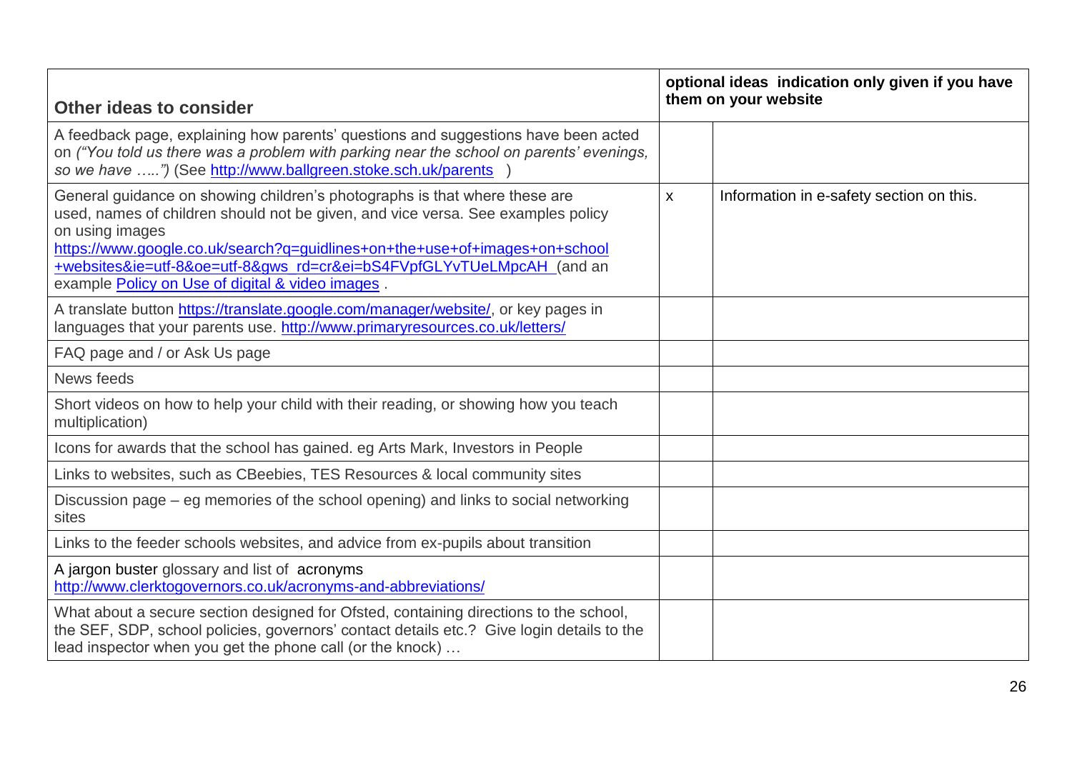| **Other ideas to consider** | **optional ideas indication only given if you have them on your website** | |
|---|---|---|
| A feedback page, explaining how parents' questions and suggestions have been acted on *("You told us there was a problem with parking near the school on parents' evenings, so we have …..")* (See http://www.ballgreen.stoke.sch.uk/parents ) | | |
| General guidance on showing children's photographs is that where these are used, names of children should not be given, and vice versa. See examples policy on using images https://www.google.co.uk/search?q=guidlines+on+the+use+of+images+on+school+websites&ie=utf-8&oe=utf-8&gws_rd=cr&ei=bS4FVpfGLYvTUeLMpcAH (and an example Policy on Use of digital & video images . | x | Information in e-safety section on this. |
| A translate button https://translate.google.com/manager/website/, or key pages in languages that your parents use. http://www.primaryresources.co.uk/letters/ | | |
| FAQ page and / or Ask Us page | | |
| News feeds | | |
| Short videos on how to help your child with their reading, or showing how you teach multiplication) | | |
| Icons for awards that the school has gained. eg Arts Mark, Investors in People | | |
| Links to websites, such as CBeebies, TES Resources & local community sites | | |
| Discussion page – eg memories of the school opening) and links to social networking sites | | |
| Links to the feeder schools websites, and advice from ex-pupils about transition | | |
| A jargon buster glossary and list of acronyms http://www.clerktogovernors.co.uk/acronyms-and-abbreviations/ | | |
| What about a secure section designed for Ofsted, containing directions to the school, the SEF, SDP, school policies, governors' contact details etc.? Give login details to the lead inspector when you get the phone call (or the knock) … | | |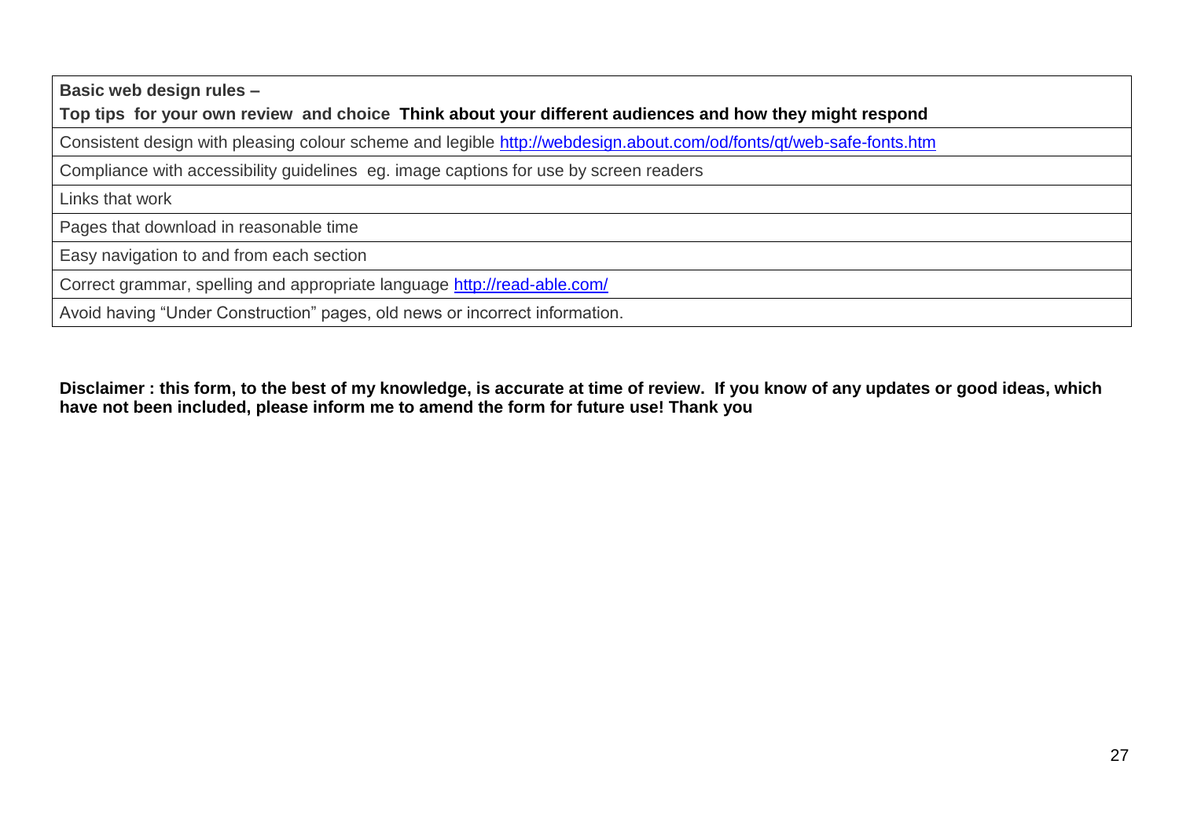| **Basic web design rules –**<br>**Top tips for your own review and choice Think about your different audiences and how they might respond** |
|---|
| Consistent design with pleasing colour scheme and legible http://webdesign.about.com/od/fonts/qt/web-safe-fonts.htm |
| Compliance with accessibility guidelines eg. image captions for use by screen readers |
| Links that work |
| Pages that download in reasonable time |
| Easy navigation to and from each section |
| Correct grammar, spelling and appropriate language http://read-able.com/ |
| Avoid having "Under Construction" pages, old news or incorrect information. |

**Disclaimer : this form, to the best of my knowledge, is accurate at time of review. If you know of any updates or good ideas, which have not been included, please inform me to amend the form for future use! Thank you**